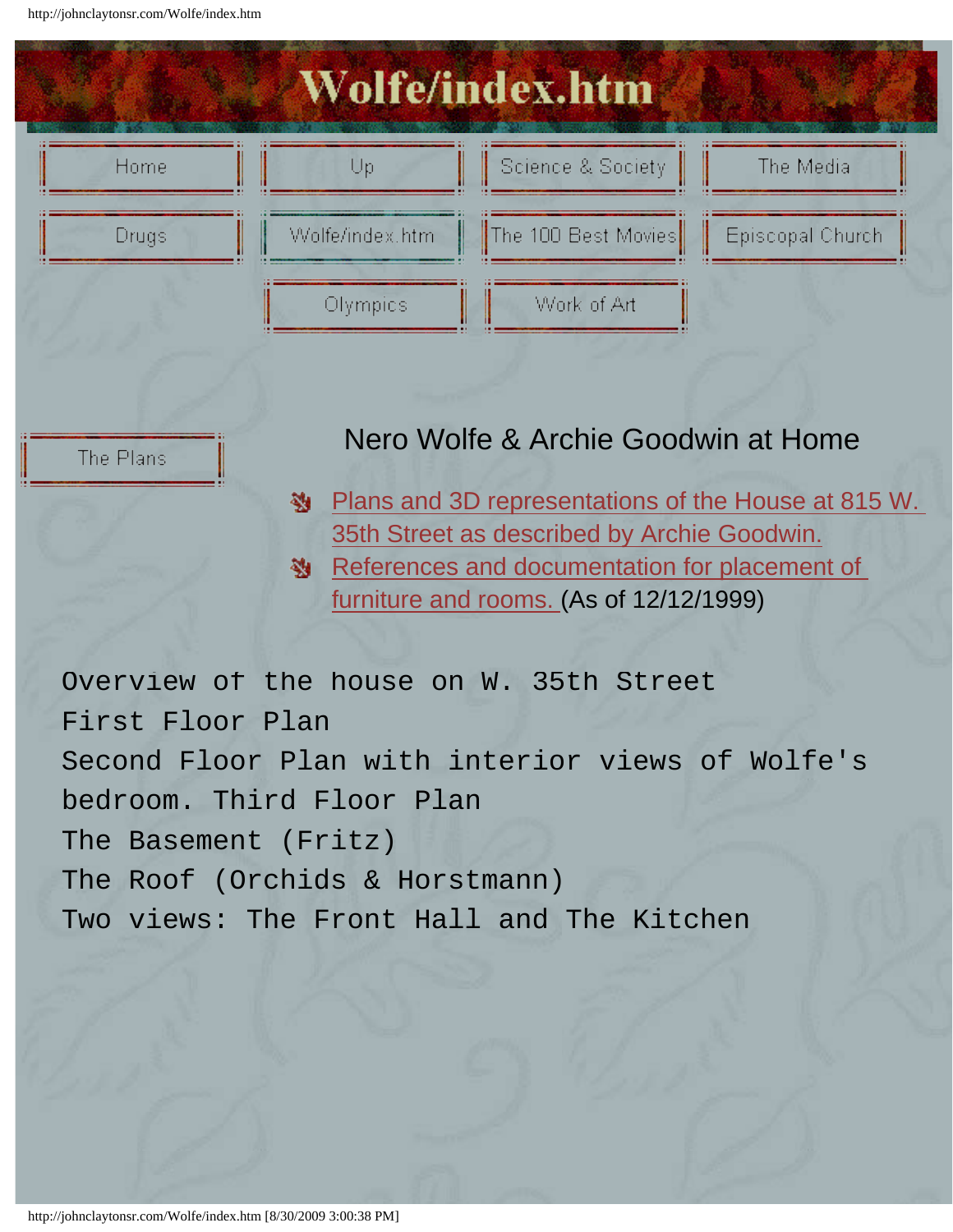# Wolfe/index.htm

Home | Up | Science & Society | The Media

Drugs | Wolfe/index.htm | The 100 Best Movies | Episcopal Church

Olympics | Work of Art

The Plans

## Nero Wolfe & Archie Goodwin at Home

- Plans and 3D representations of the House at 815 W. 35th Street as described by Archie Goodwin.
- References and documentation for placement of furniture and rooms. (As of 12/12/1999)

Overview of the house on W. 35th Street
First Floor Plan
Second Floor Plan with interior views of Wolfe's bedroom. Third Floor Plan
The Basement (Fritz)
The Roof (Orchids & Horstmann)
Two views: The Front Hall and The Kitchen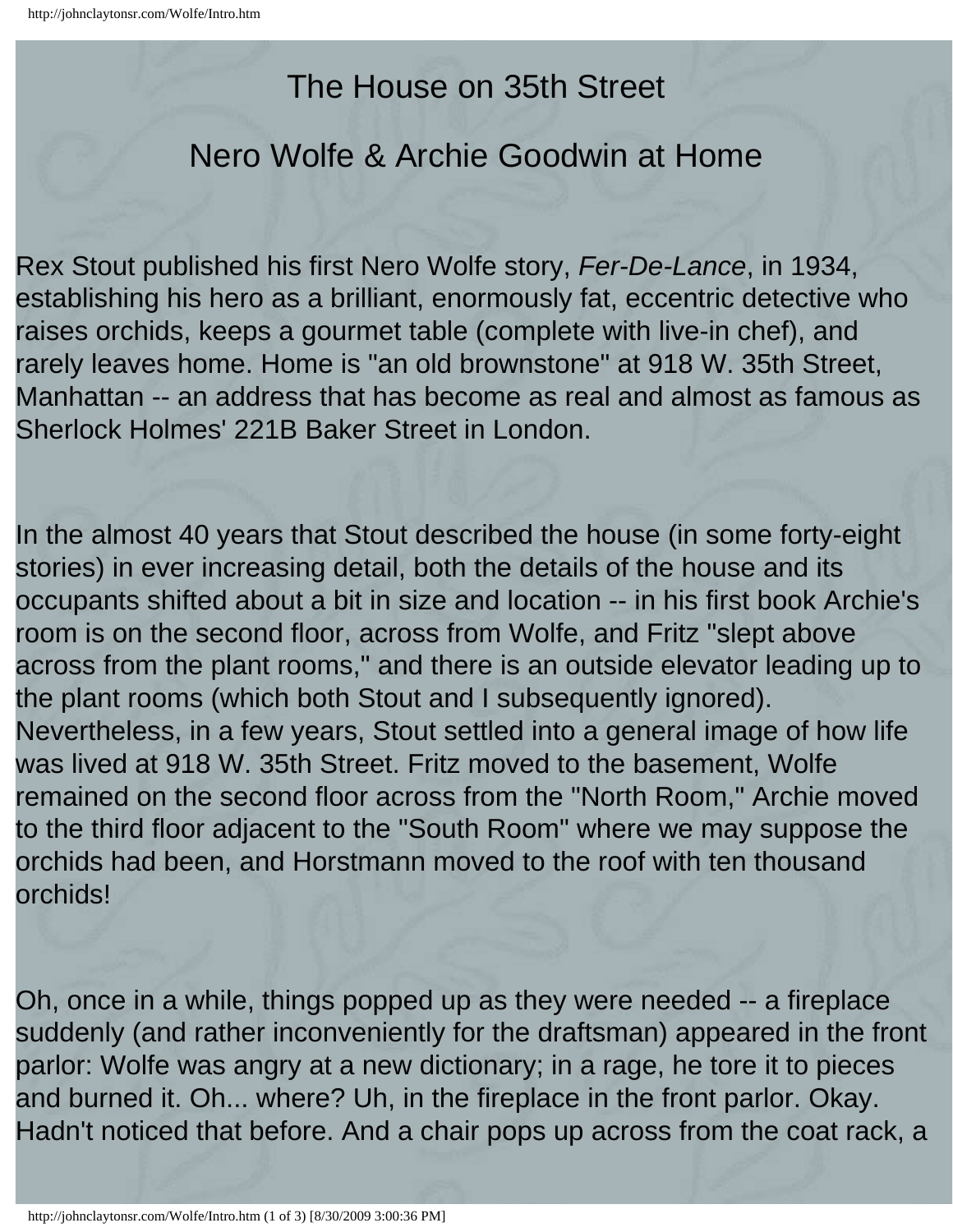# The House on 35th Street

## Nero Wolfe & Archie Goodwin at Home

Rex Stout published his first Nero Wolfe story, *Fer-De-Lance*, in 1934, establishing his hero as a brilliant, enormously fat, eccentric detective who raises orchids, keeps a gourmet table (complete with live-in chef), and rarely leaves home. Home is "an old brownstone" at 918 W. 35th Street, Manhattan -- an address that has become as real and almost as famous as Sherlock Holmes' 221B Baker Street in London.

In the almost 40 years that Stout described the house (in some forty-eight stories) in ever increasing detail, both the details of the house and its occupants shifted about a bit in size and location -- in his first book Archie's room is on the second floor, across from Wolfe, and Fritz "slept above across from the plant rooms," and there is an outside elevator leading up to the plant rooms (which both Stout and I subsequently ignored). Nevertheless, in a few years, Stout settled into a general image of how life was lived at 918 W. 35th Street. Fritz moved to the basement, Wolfe remained on the second floor across from the "North Room," Archie moved to the third floor adjacent to the "South Room" where we may suppose the orchids had been, and Horstmann moved to the roof with ten thousand orchids!

Oh, once in a while, things popped up as they were needed -- a fireplace suddenly (and rather inconveniently for the draftsman) appeared in the front parlor: Wolfe was angry at a new dictionary; in a rage, he tore it to pieces and burned it. Oh... where? Uh, in the fireplace in the front parlor. Okay. Hadn't noticed that before. And a chair pops up across from the coat rack, a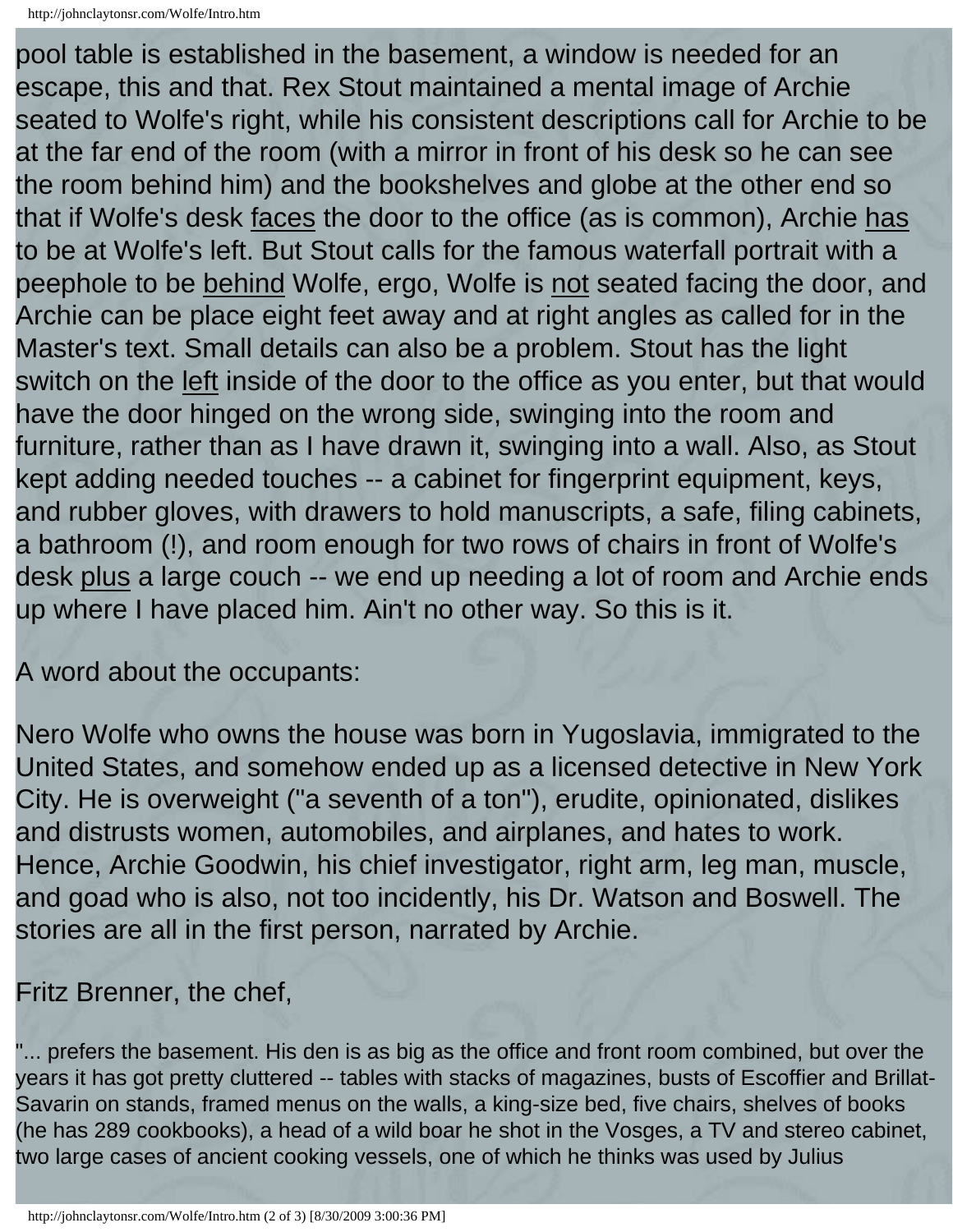pool table is established in the basement, a window is needed for an escape, this and that. Rex Stout maintained a mental image of Archie seated to Wolfe's right, while his consistent descriptions call for Archie to be at the far end of the room (with a mirror in front of his desk so he can see the room behind him) and the bookshelves and globe at the other end so that if Wolfe's desk faces the door to the office (as is common), Archie has to be at Wolfe's left. But Stout calls for the famous waterfall portrait with a peephole to be behind Wolfe, ergo, Wolfe is not seated facing the door, and Archie can be place eight feet away and at right angles as called for in the Master's text. Small details can also be a problem. Stout has the light switch on the left inside of the door to the office as you enter, but that would have the door hinged on the wrong side, swinging into the room and furniture, rather than as I have drawn it, swinging into a wall. Also, as Stout kept adding needed touches -- a cabinet for fingerprint equipment, keys, and rubber gloves, with drawers to hold manuscripts, a safe, filing cabinets, a bathroom (!), and room enough for two rows of chairs in front of Wolfe's desk plus a large couch -- we end up needing a lot of room and Archie ends up where I have placed him. Ain't no other way. So this is it.

A word about the occupants:

Nero Wolfe who owns the house was born in Yugoslavia, immigrated to the United States, and somehow ended up as a licensed detective in New York City. He is overweight ("a seventh of a ton"), erudite, opinionated, dislikes and distrusts women, automobiles, and airplanes, and hates to work. Hence, Archie Goodwin, his chief investigator, right arm, leg man, muscle, and goad who is also, not too incidently, his Dr. Watson and Boswell. The stories are all in the first person, narrated by Archie.

Fritz Brenner, the chef,

"... prefers the basement. His den is as big as the office and front room combined, but over the years it has got pretty cluttered -- tables with stacks of magazines, busts of Escoffier and Brillat-Savarin on stands, framed menus on the walls, a king-size bed, five chairs, shelves of books (he has 289 cookbooks), a head of a wild boar he shot in the Vosges, a TV and stereo cabinet, two large cases of ancient cooking vessels, one of which he thinks was used by Julius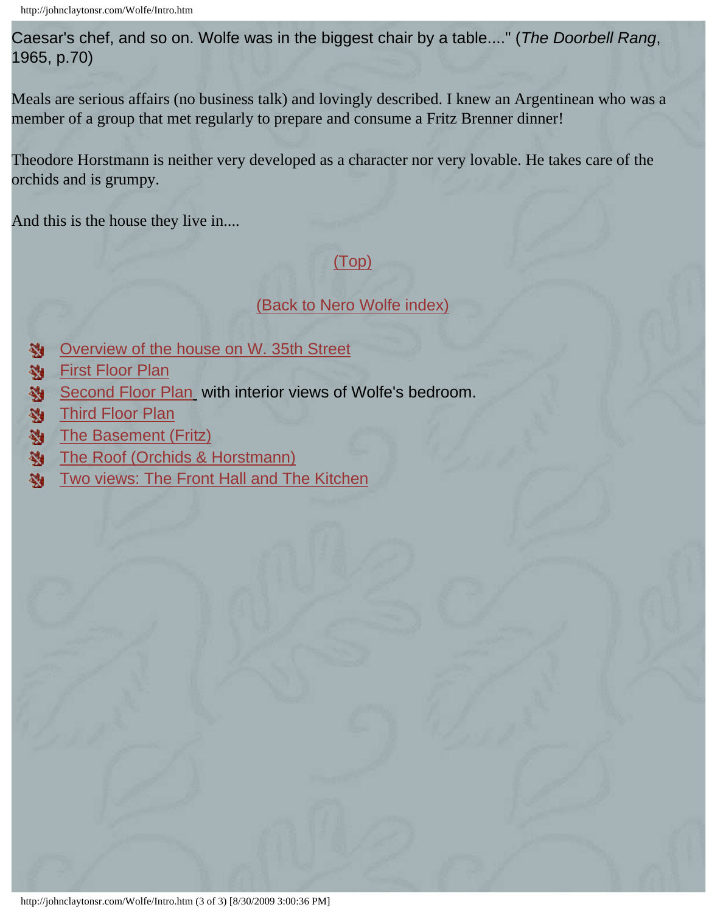Caesar's chef, and so on. Wolfe was in the biggest chair by a table...." (*The Doorbell Rang*, 1965, p.70)

Meals are serious affairs (no business talk) and lovingly described. I knew an Argentinean who was a member of a group that met regularly to prepare and consume a Fritz Brenner dinner!

Theodore Horstmann is neither very developed as a character nor very lovable. He takes care of the orchids and is grumpy.

And this is the house they live in....

(Top)

(Back to Nero Wolfe index)

- Overview of the house on W. 35th Street
- First Floor Plan
- Second Floor Plan with interior views of Wolfe's bedroom.
- Third Floor Plan
- The Basement (Fritz)
- The Roof (Orchids & Horstmann)
- Two views: The Front Hall and The Kitchen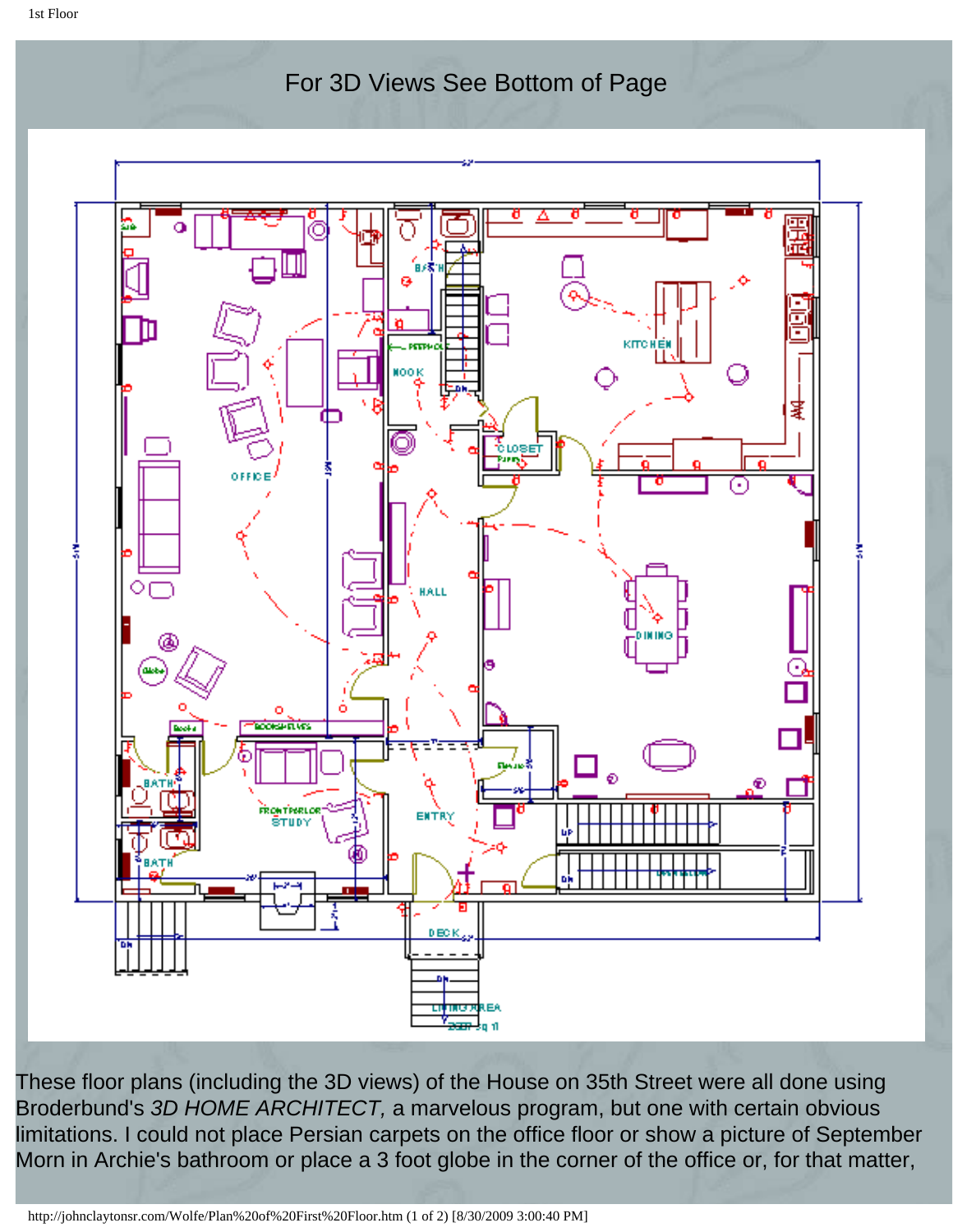For 3D Views See Bottom of Page

These floor plans (including the 3D views) of the House on 35th Street were all done using Broderbund's *3D HOME ARCHITECT,* a marvelous program, but one with certain obvious limitations. I could not place Persian carpets on the office floor or show a picture of September Morn in Archie's bathroom or place a 3 foot globe in the corner of the office or, for that matter,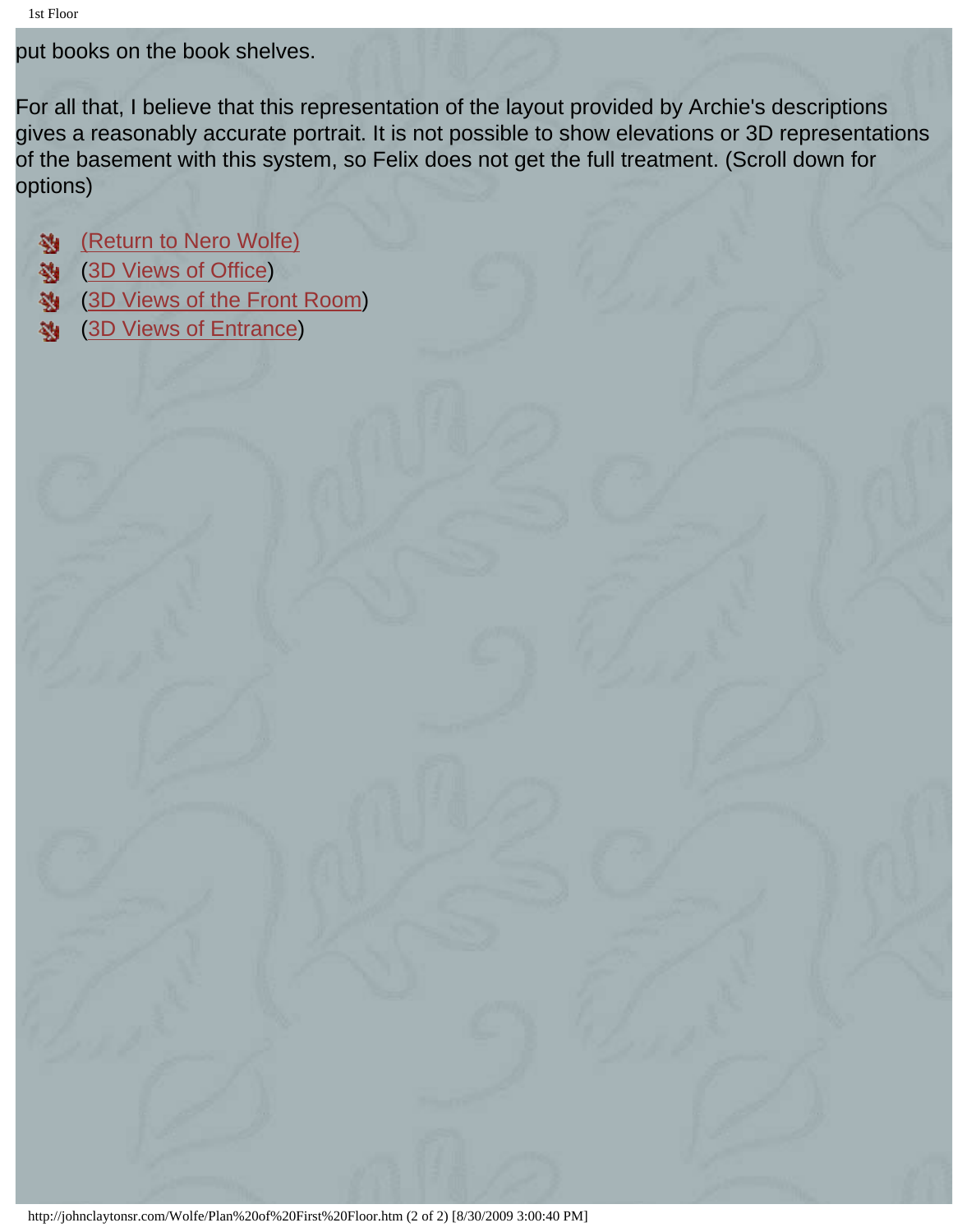put books on the book shelves.

For all that, I believe that this representation of the layout provided by Archie's descriptions gives a reasonably accurate portrait. It is not possible to show elevations or 3D representations of the basement with this system, so Felix does not get the full treatment. (Scroll down for options)

- (Return to Nero Wolfe)
- (3D Views of Office)
- (3D Views of the Front Room)
- (3D Views of Entrance)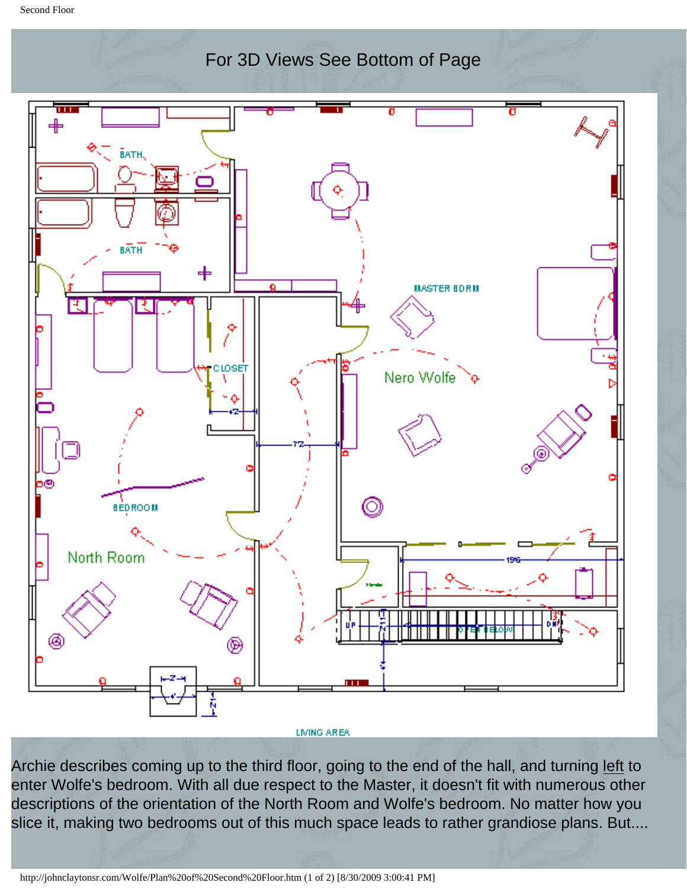For 3D Views See Bottom of Page

BATH

BATH

MASTER BDRM

Nero Wolfe

CLOSET

BEDROOM

North Room

UP

OPEN BELOW

DN

LIVING AREA

Archie describes coming up to the third floor, going to the end of the hall, and turning left to enter Wolfe's bedroom. With all due respect to the Master, it doesn't fit with numerous other descriptions of the orientation of the North Room and Wolfe's bedroom. No matter how you slice it, making two bedrooms out of this much space leads to rather grandiose plans. But....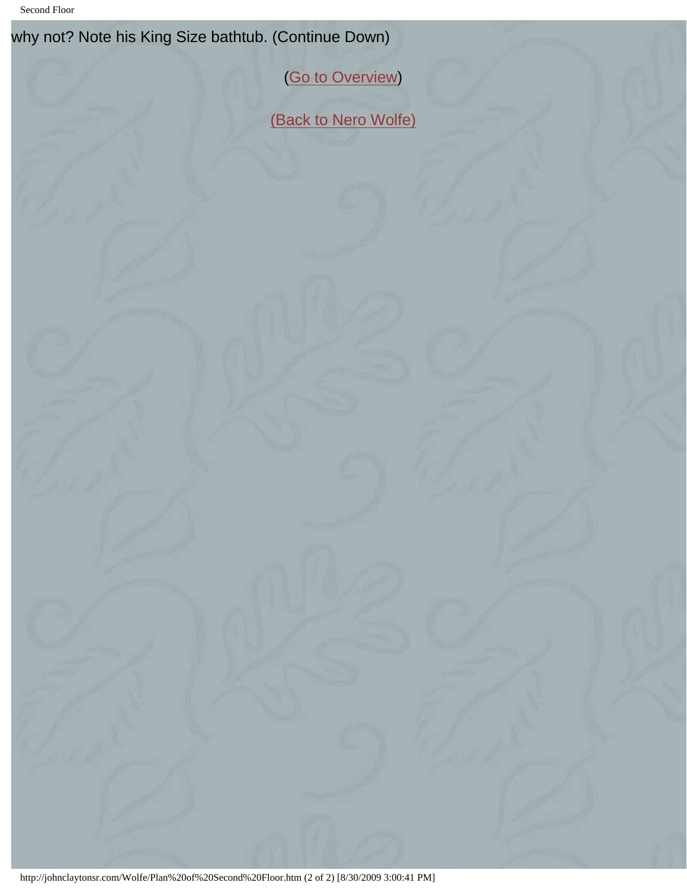why not? Note his King Size bathtub. (Continue Down)

(Go to Overview)

(Back to Nero Wolfe)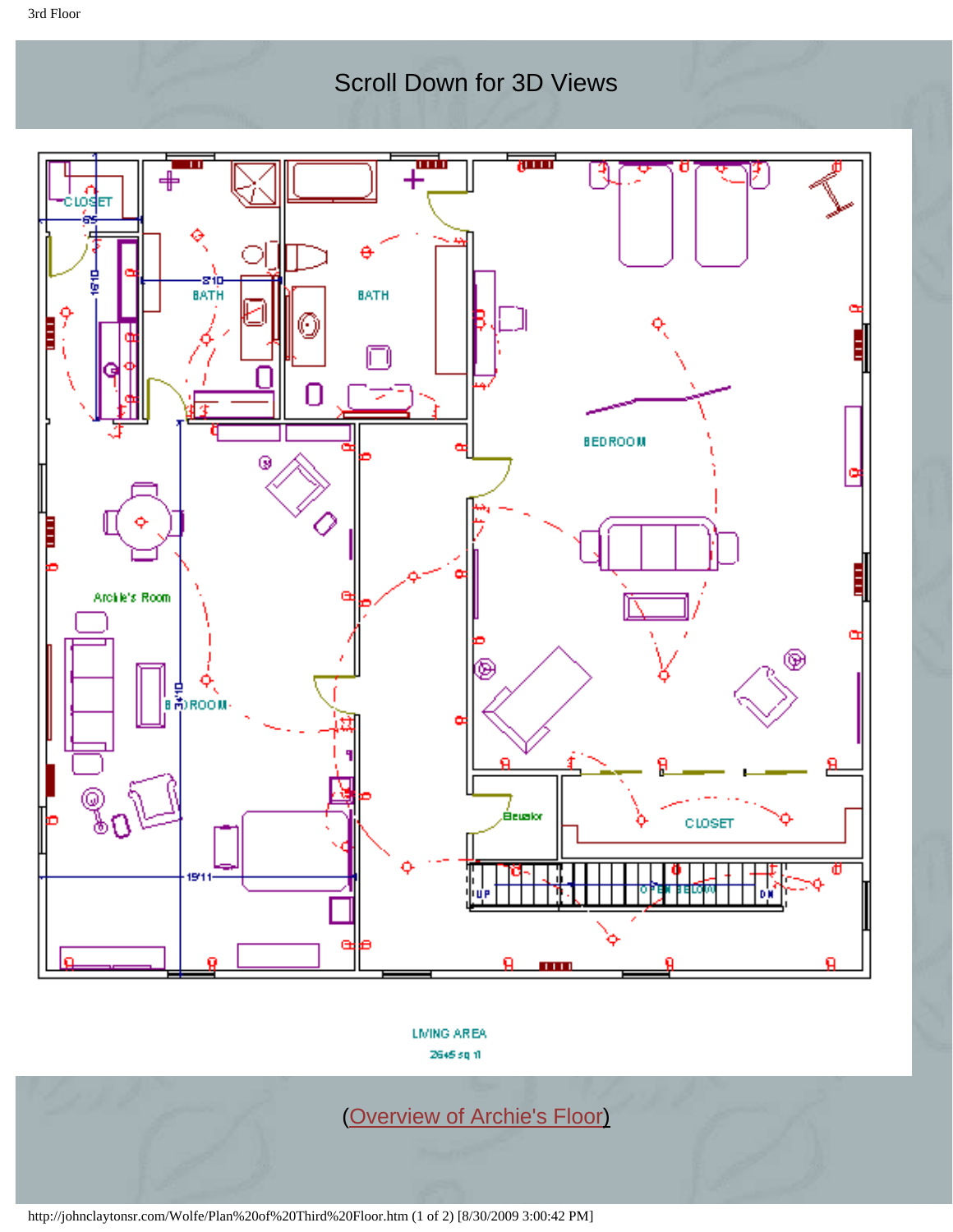Scroll Down for 3D Views

CLOSET

BATH

BATH

BEDROOM

Archie's Room

BEDROOM

CLOSET

LIVING AREA

2645 sq ft

(Overview of Archie's Floor)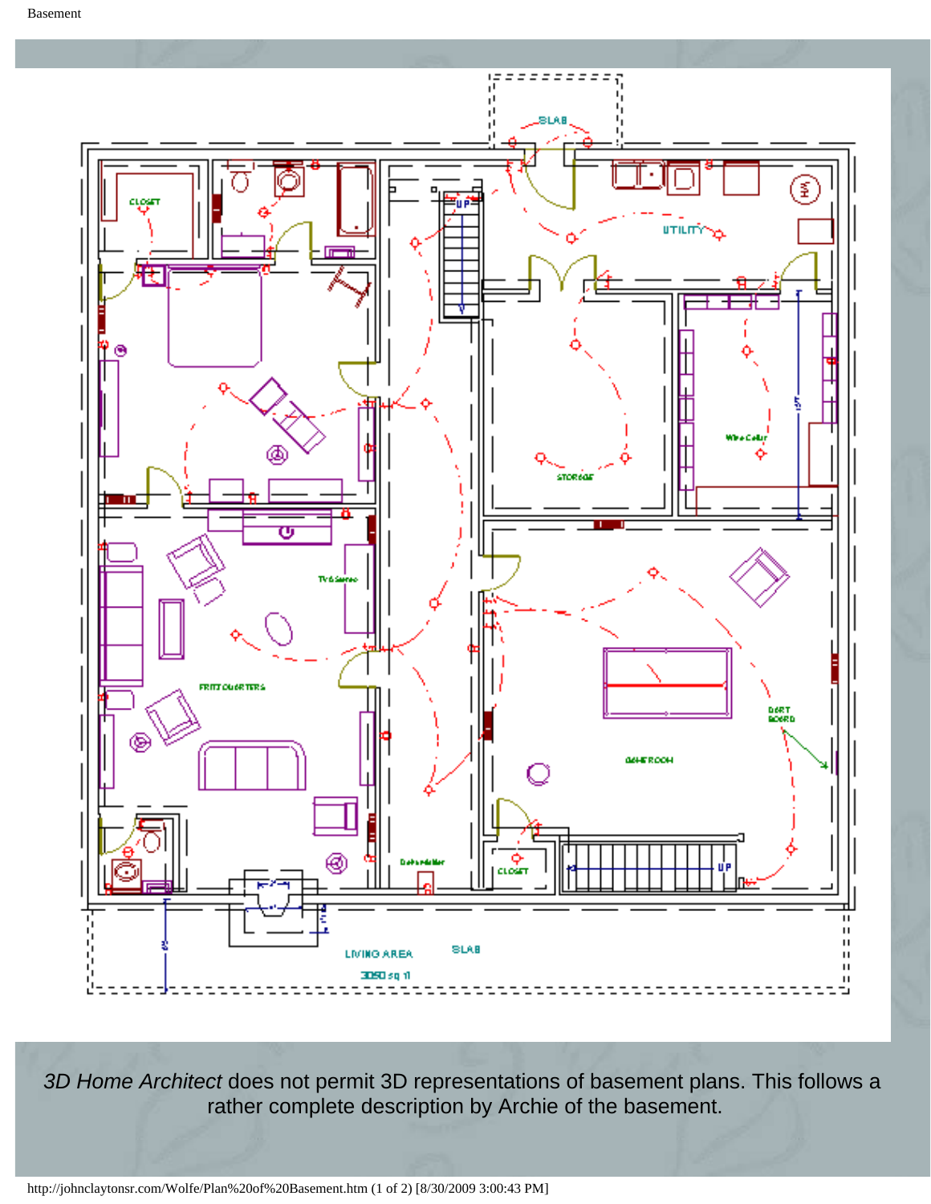CLOSET

UTILITY

SLAB

STORAGE

Wine Cellar

TV & Stereo

FRITZ QUARTERS

GAME ROOM

DART BOARD

Dehumidifier

CLOSET

UP

LIVING AREA

3050 sq ft

SLAB

*3D Home Architect* does not permit 3D representations of basement plans. This follows a rather complete description by Archie of the basement.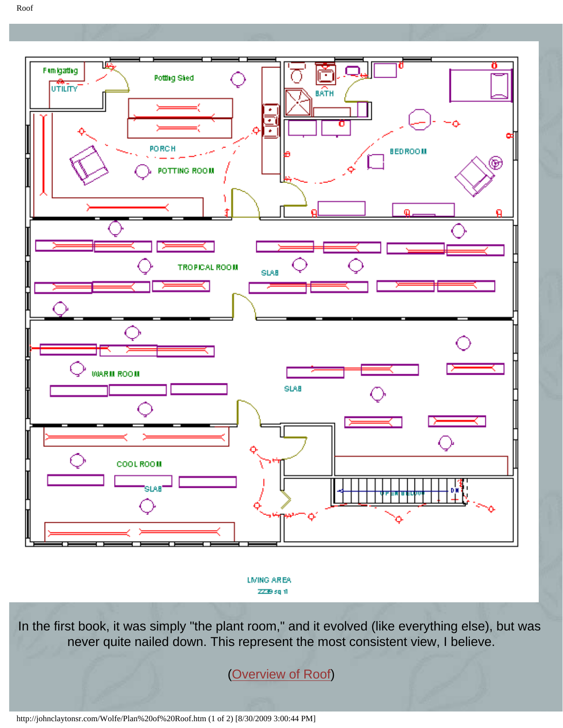In the first book, it was simply "the plant room," and it evolved (like everything else), but was never quite nailed down. This represent the most consistent view, I believe.

(Overview of Roof)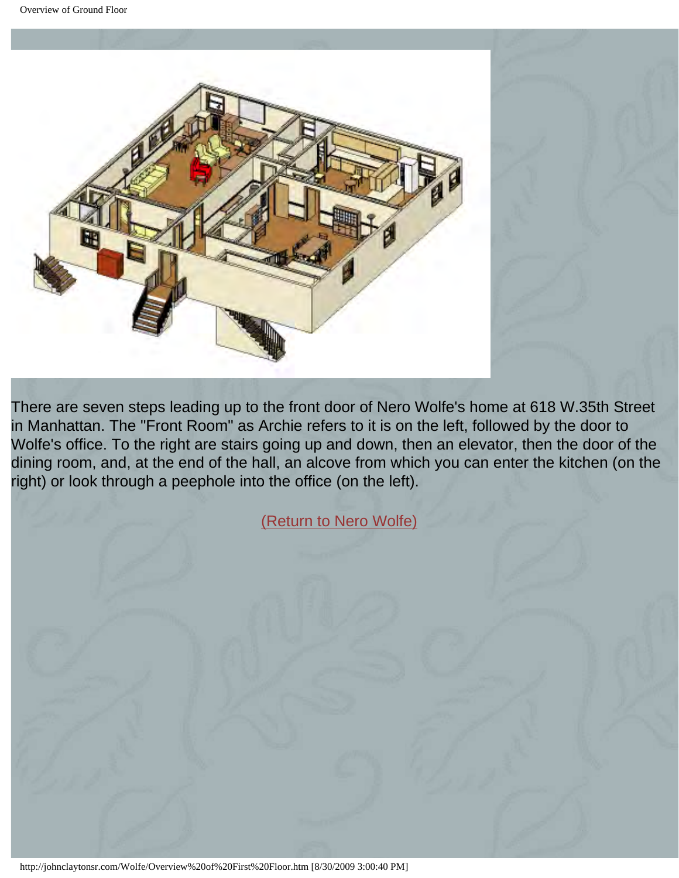There are seven steps leading up to the front door of Nero Wolfe's home at 618 W.35th Street in Manhattan. The "Front Room" as Archie refers to it is on the left, followed by the door to Wolfe's office. To the right are stairs going up and down, then an elevator, then the door of the dining room, and, at the end of the hall, an alcove from which you can enter the kitchen (on the right) or look through a peephole into the office (on the left).

(Return to Nero Wolfe)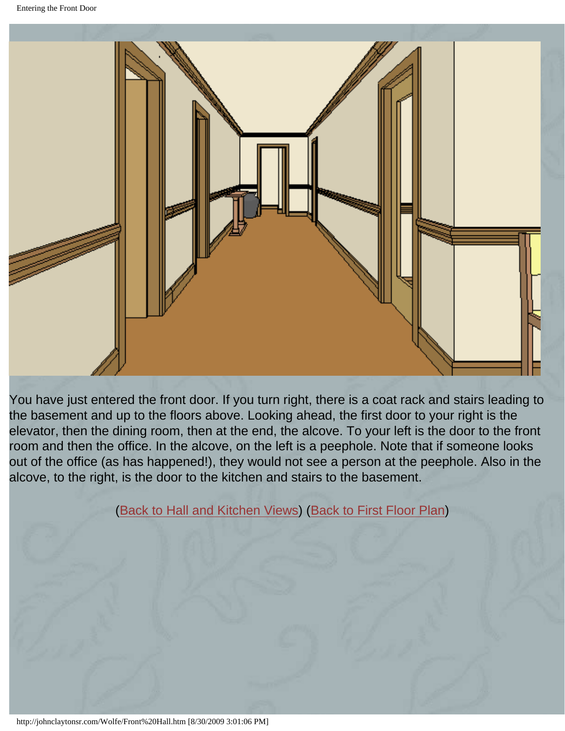You have just entered the front door. If you turn right, there is a coat rack and stairs leading to the basement and up to the floors above. Looking ahead, the first door to your right is the elevator, then the dining room, then at the end, the alcove. To your left is the door to the front room and then the office. In the alcove, on the left is a peephole. Note that if someone looks out of the office (as has happened!), they would not see a person at the peephole. Also in the alcove, to the right, is the door to the kitchen and stairs to the basement.

(Back to Hall and Kitchen Views) (Back to First Floor Plan)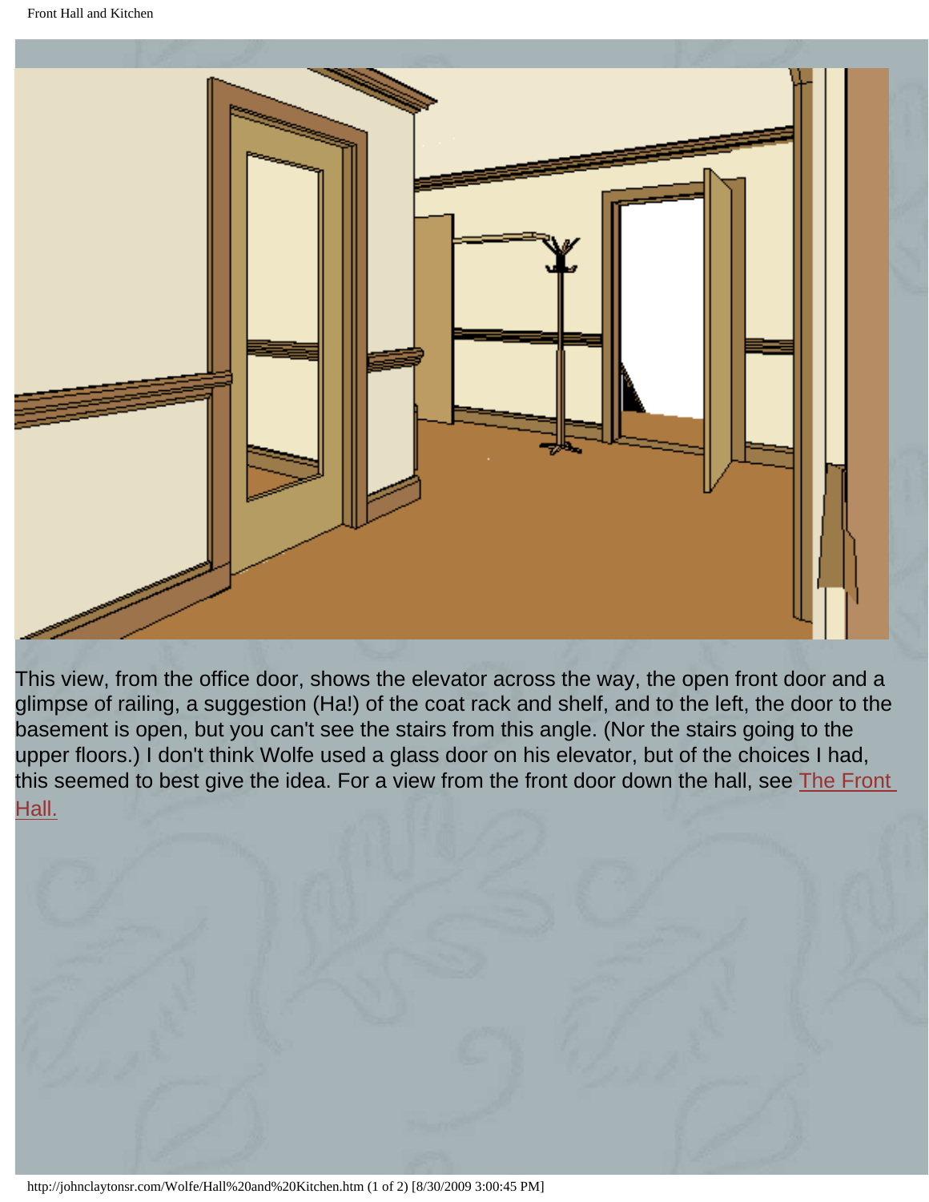This view, from the office door, shows the elevator across the way, the open front door and a glimpse of railing, a suggestion (Ha!) of the coat rack and shelf, and to the left, the door to the basement is open, but you can't see the stairs from this angle. (Nor the stairs going to the upper floors.) I don't think Wolfe used a glass door on his elevator, but of the choices I had, this seemed to best give the idea. For a view from the front door down the hall, see The Front Hall.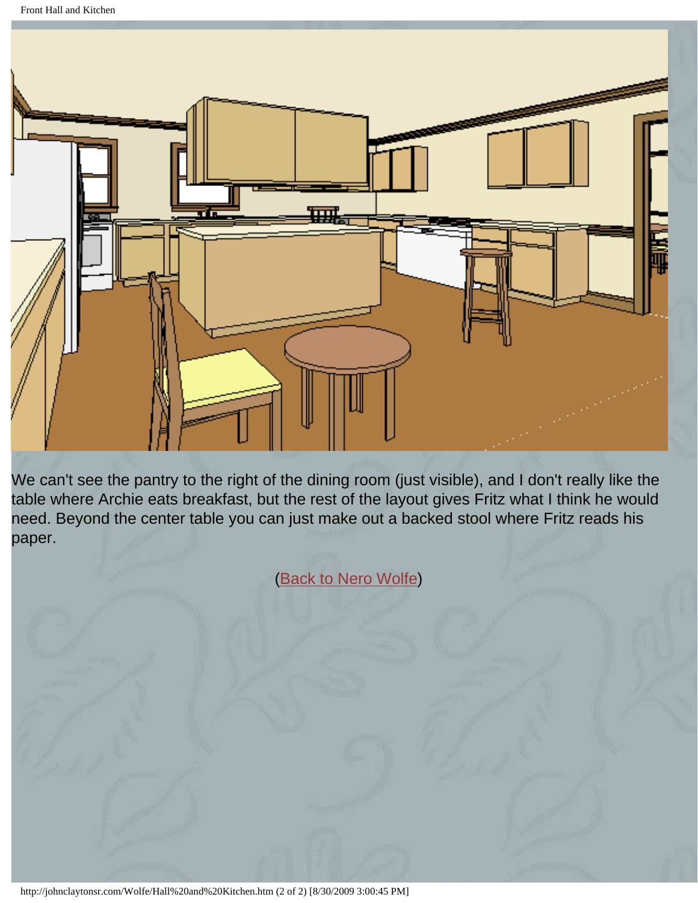We can't see the pantry to the right of the dining room (just visible), and I don't really like the table where Archie eats breakfast, but the rest of the layout gives Fritz what I think he would need. Beyond the center table you can just make out a backed stool where Fritz reads his paper.

(Back to Nero Wolfe)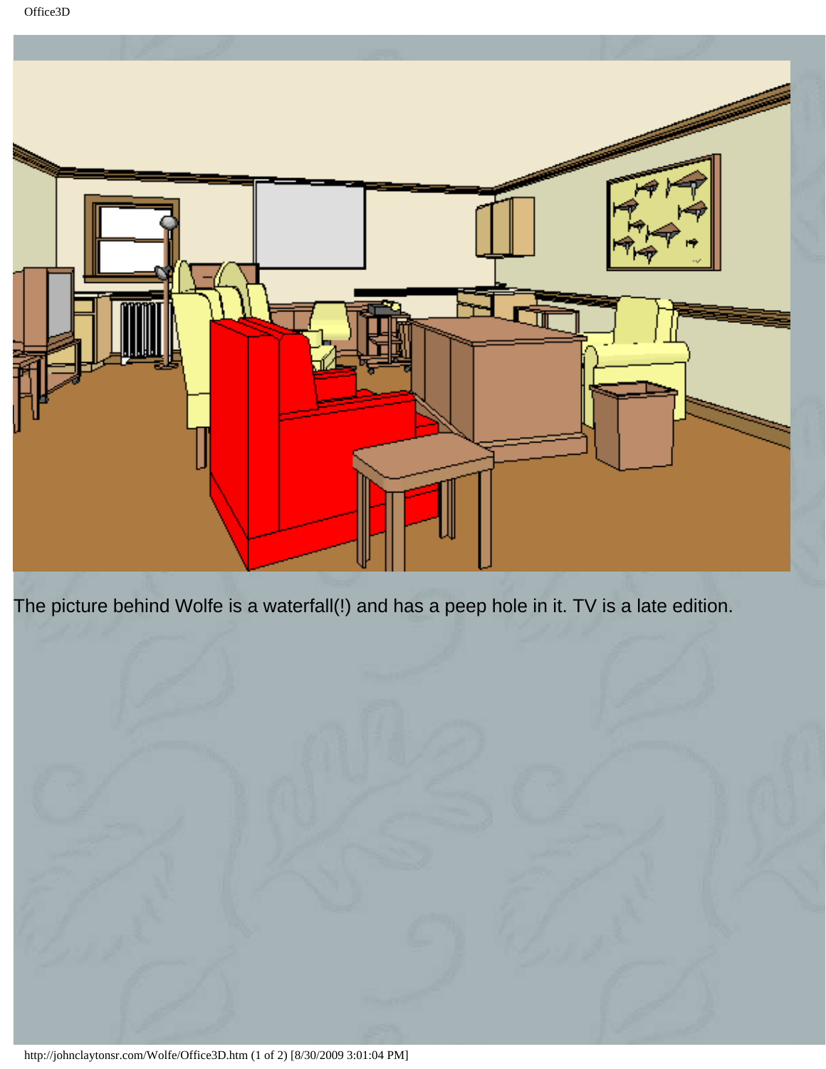The picture behind Wolfe is a waterfall(!) and has a peep hole in it. TV is a late edition.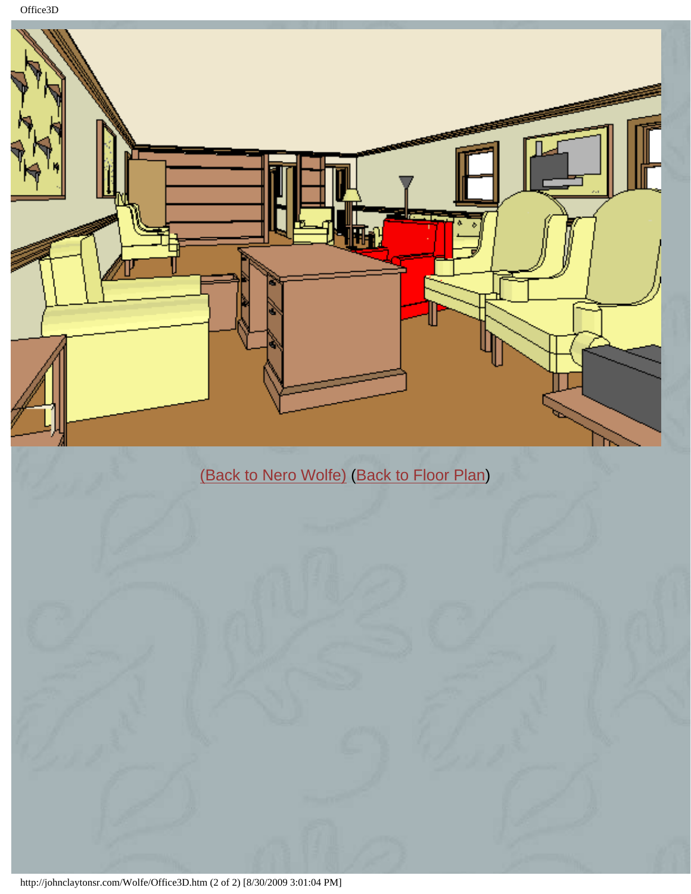(Back to Nero Wolfe) (Back to Floor Plan)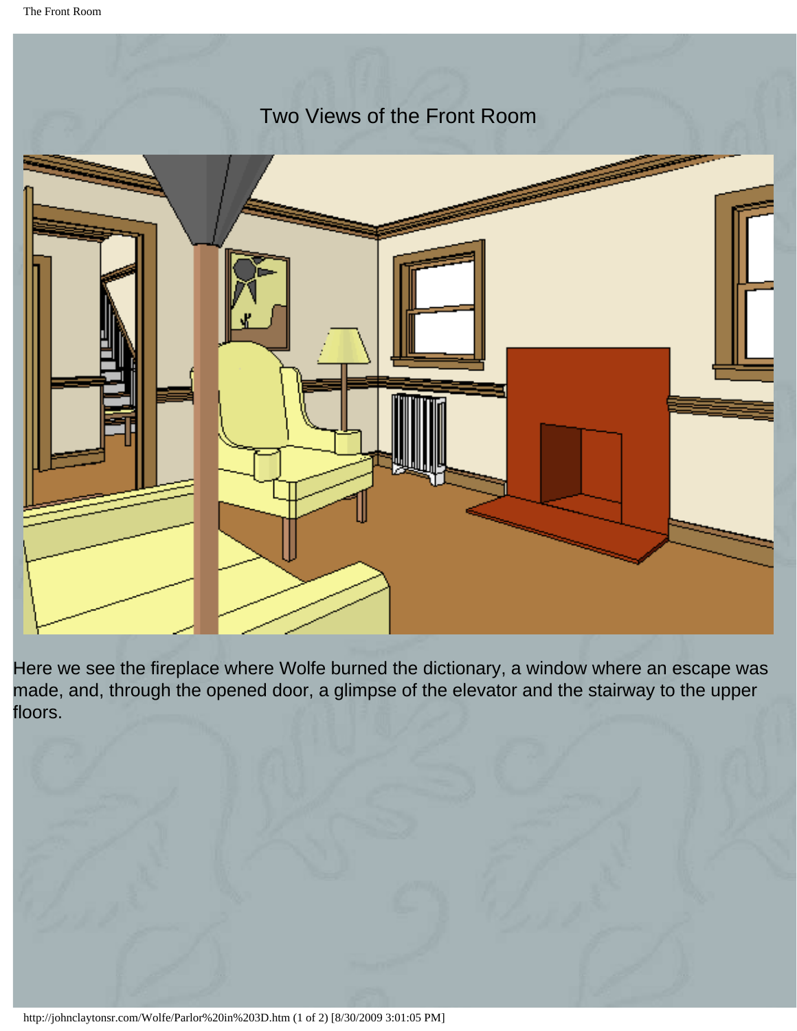# Two Views of the Front Room

Here we see the fireplace where Wolfe burned the dictionary, a window where an escape was made, and, through the opened door, a glimpse of the elevator and the stairway to the upper floors.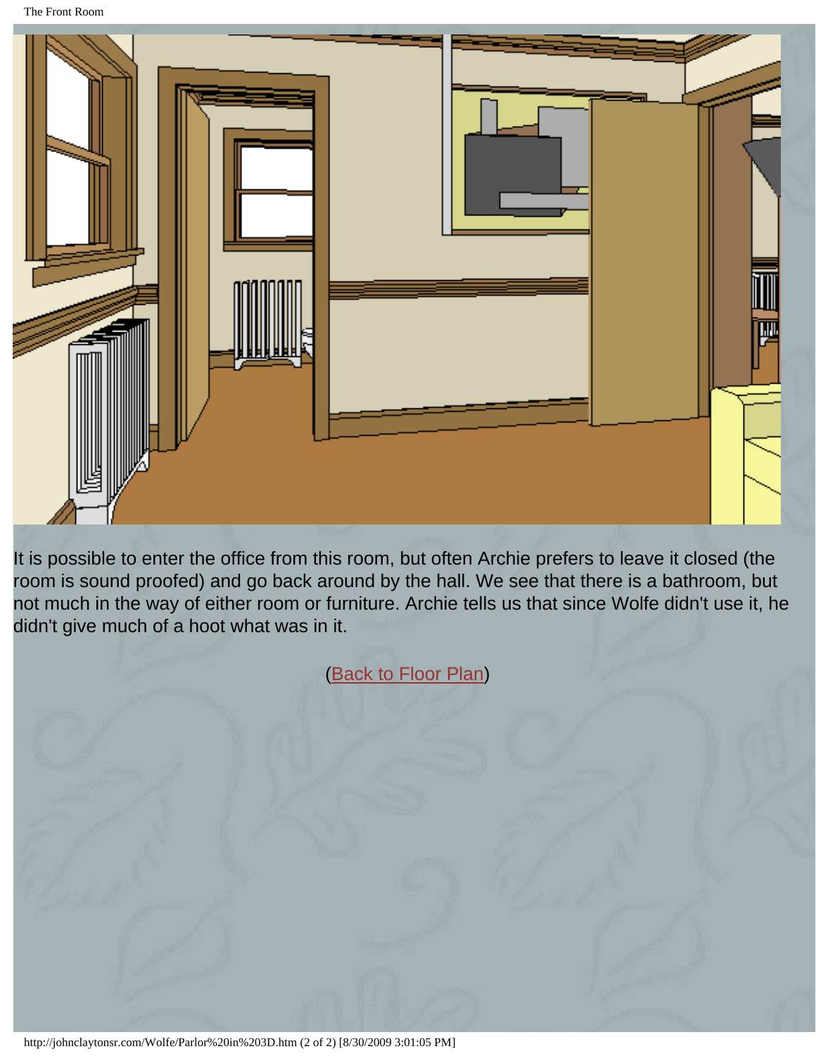It is possible to enter the office from this room, but often Archie prefers to leave it closed (the room is sound proofed) and go back around by the hall. We see that there is a bathroom, but not much in the way of either room or furniture. Archie tells us that since Wolfe didn't use it, he didn't give much of a hoot what was in it.

(Back to Floor Plan)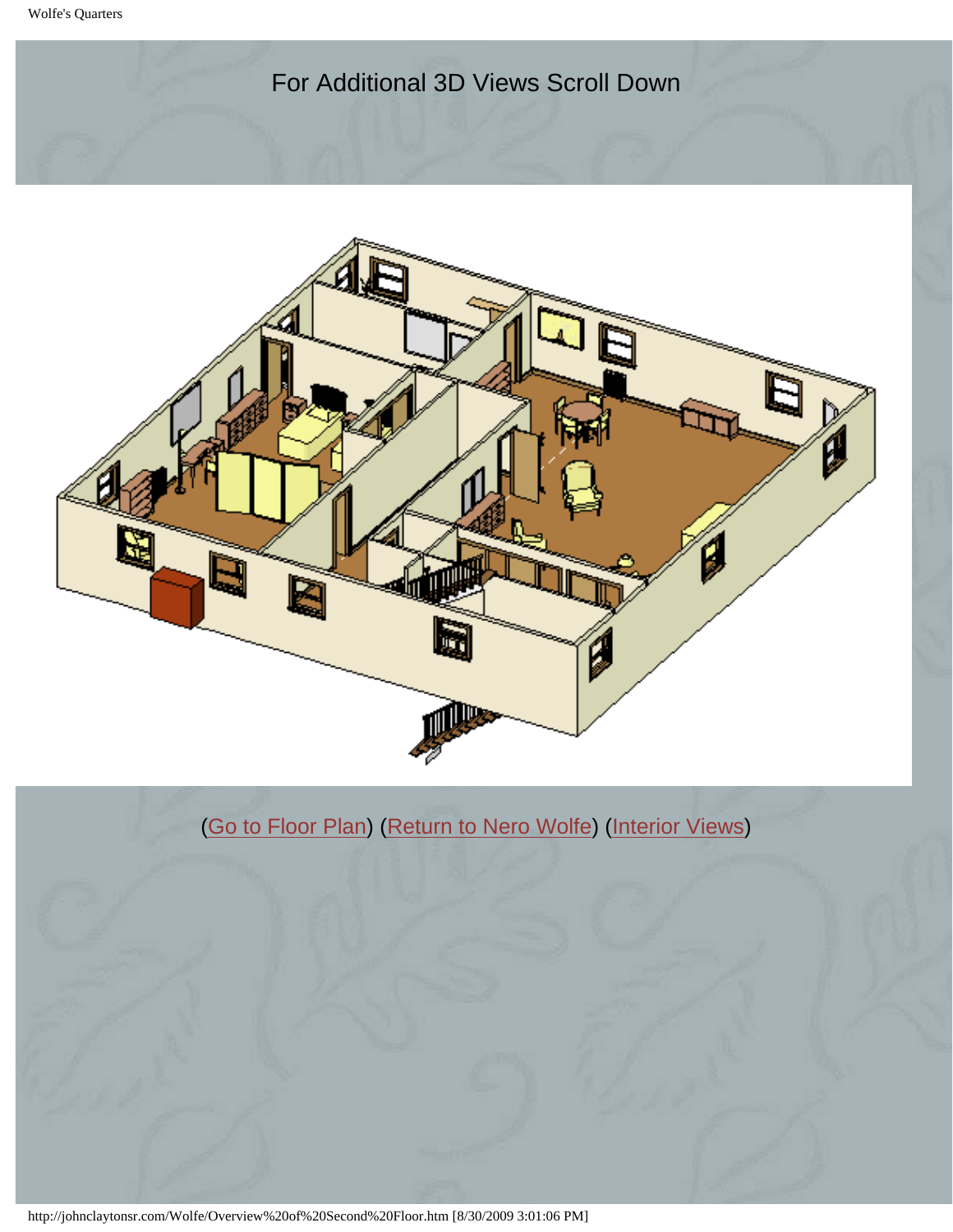For Additional 3D Views Scroll Down

(Go to Floor Plan) (Return to Nero Wolfe) (Interior Views)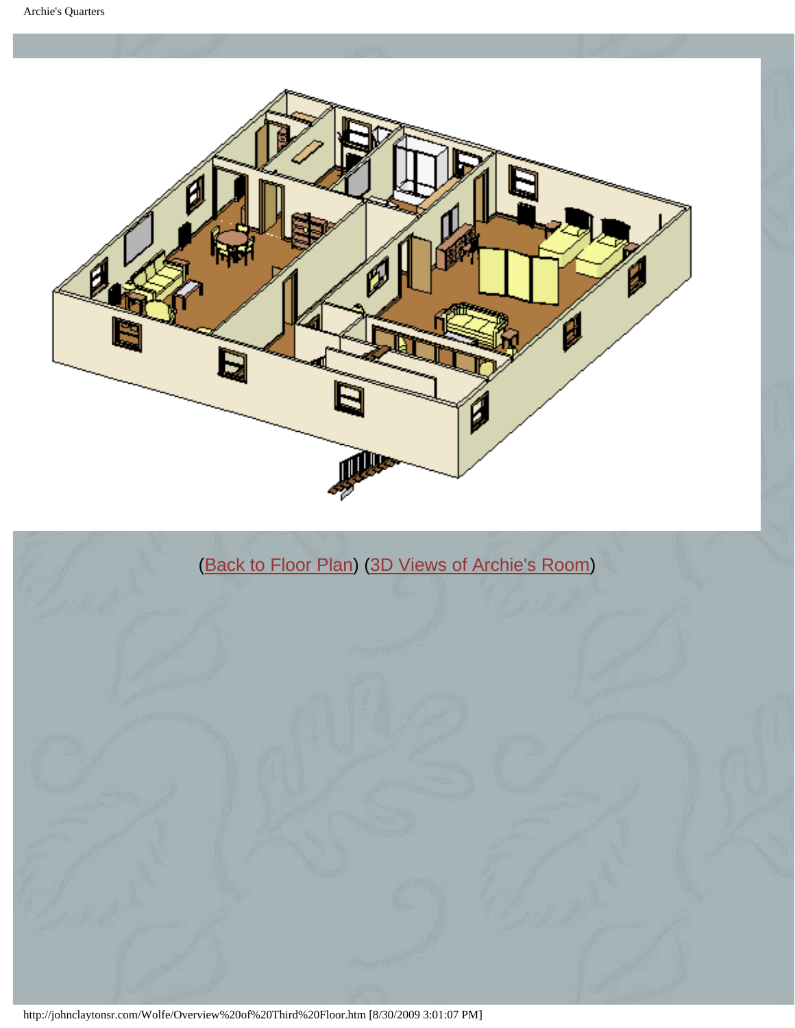(Back to Floor Plan) (3D Views of Archie's Room)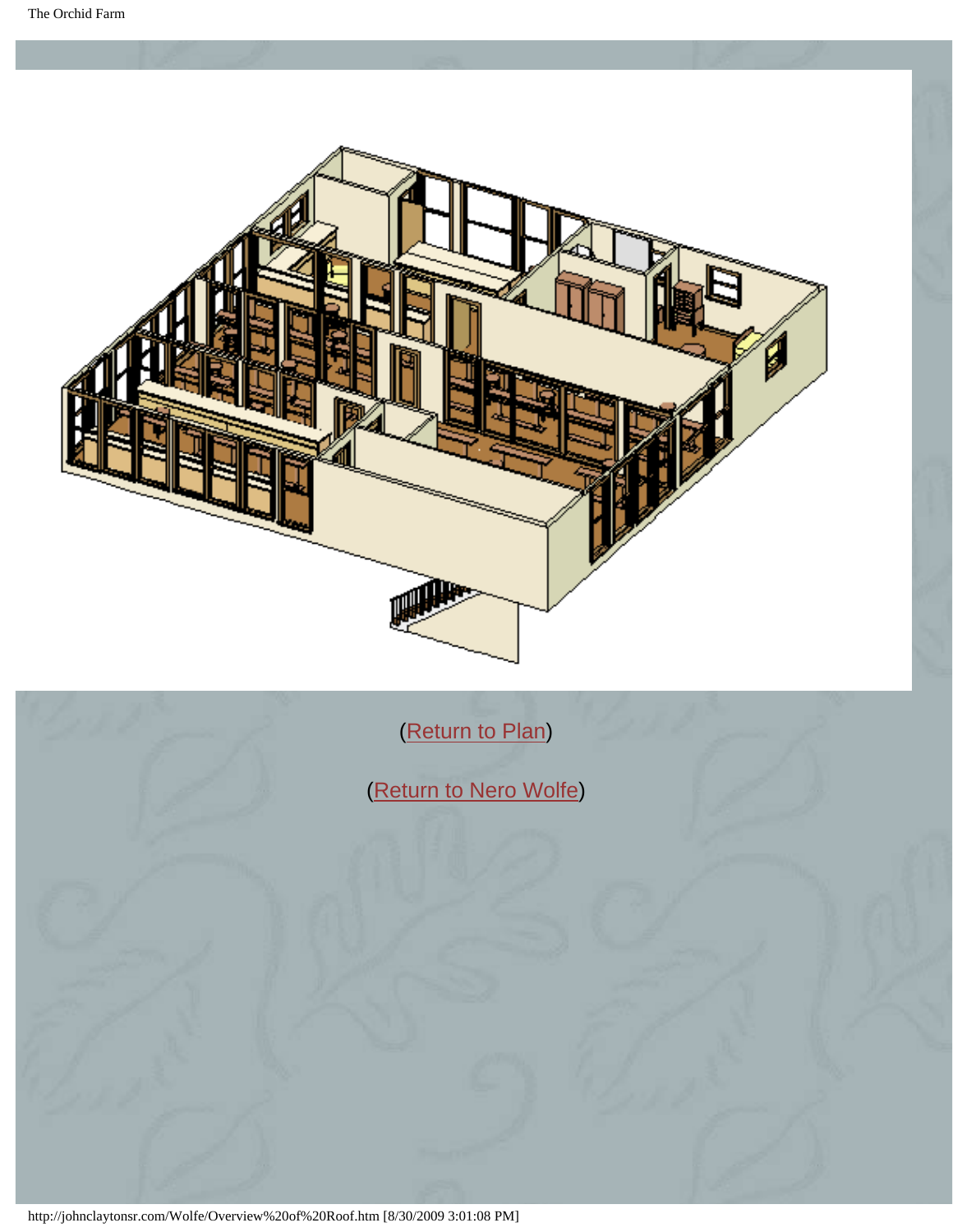(Return to Plan)

(Return to Nero Wolfe)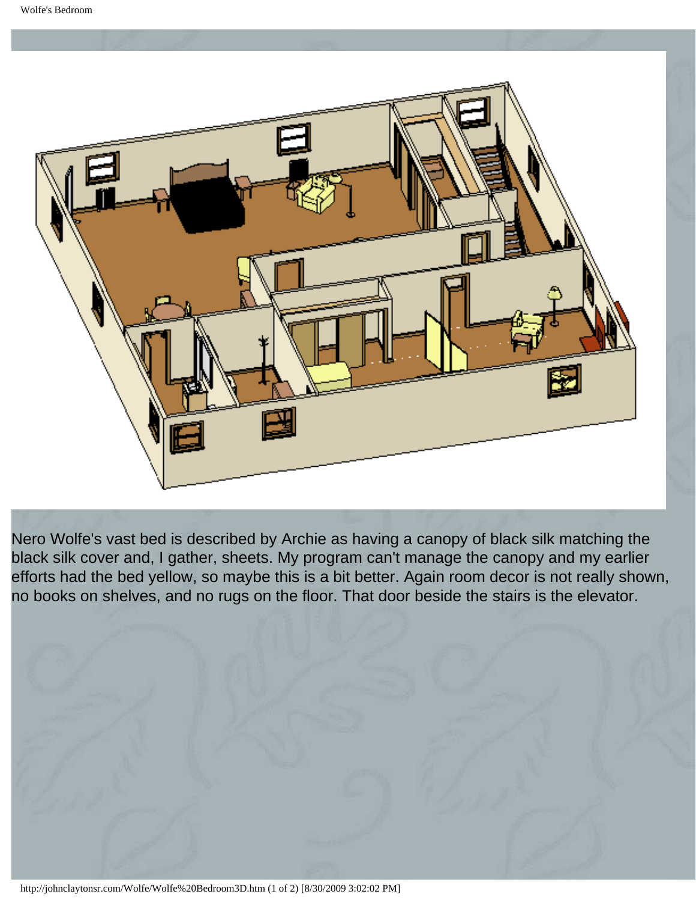Nero Wolfe's vast bed is described by Archie as having a canopy of black silk matching the black silk cover and, I gather, sheets. My program can't manage the canopy and my earlier efforts had the bed yellow, so maybe this is a bit better. Again room decor is not really shown, no books on shelves, and no rugs on the floor. That door beside the stairs is the elevator.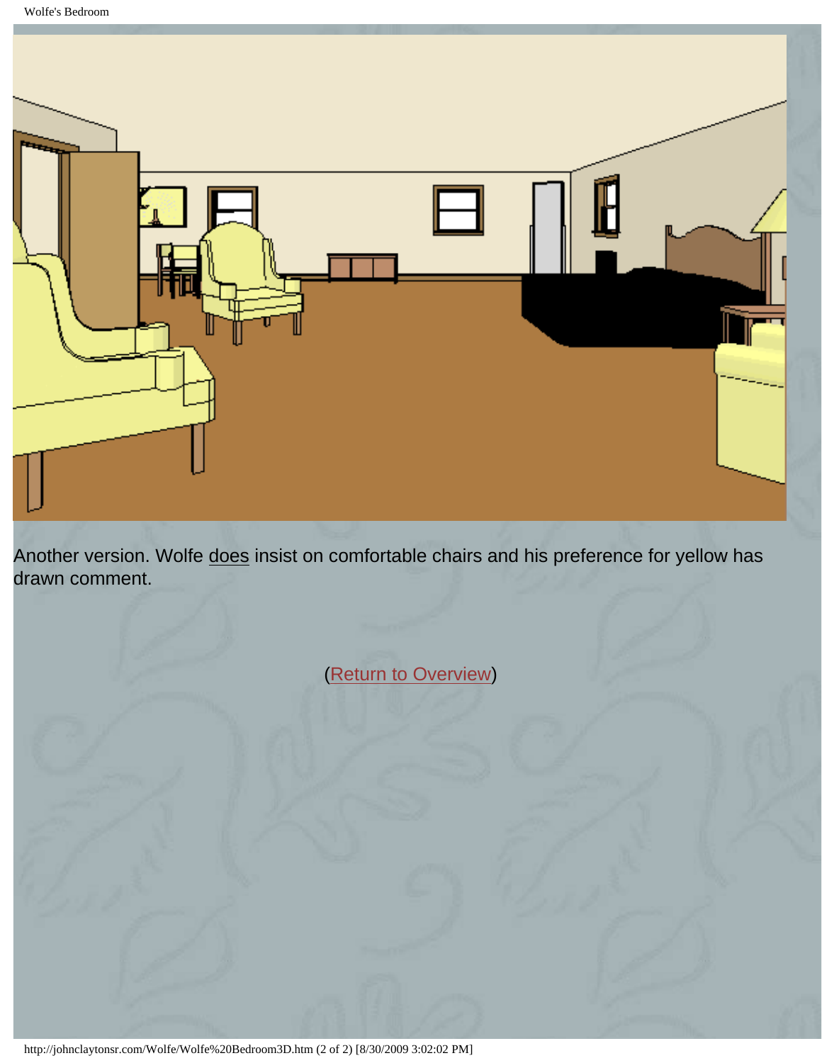Another version. Wolfe does insist on comfortable chairs and his preference for yellow has drawn comment.

(Return to Overview)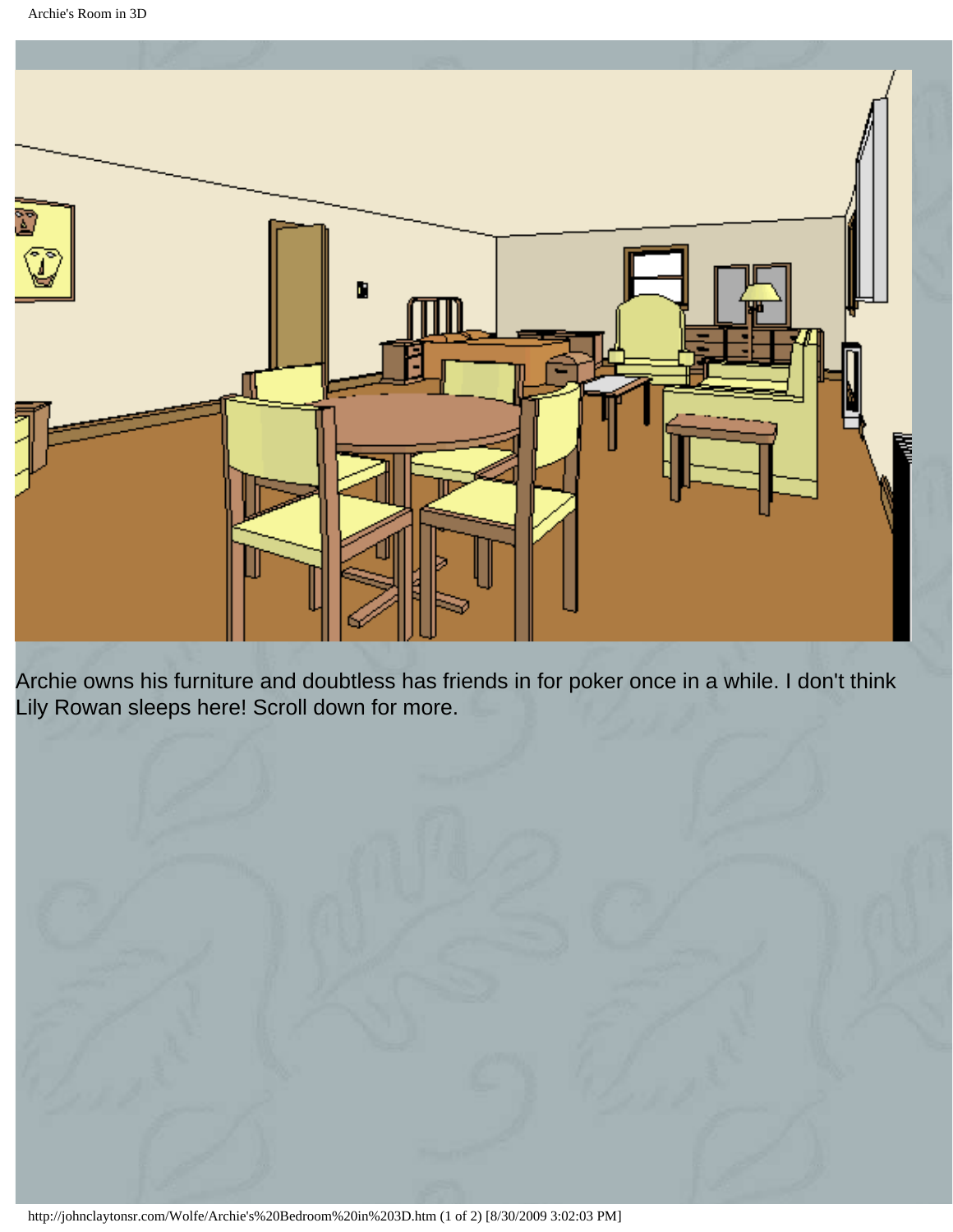Archie owns his furniture and doubtless has friends in for poker once in a while. I don't think Lily Rowan sleeps here! Scroll down for more.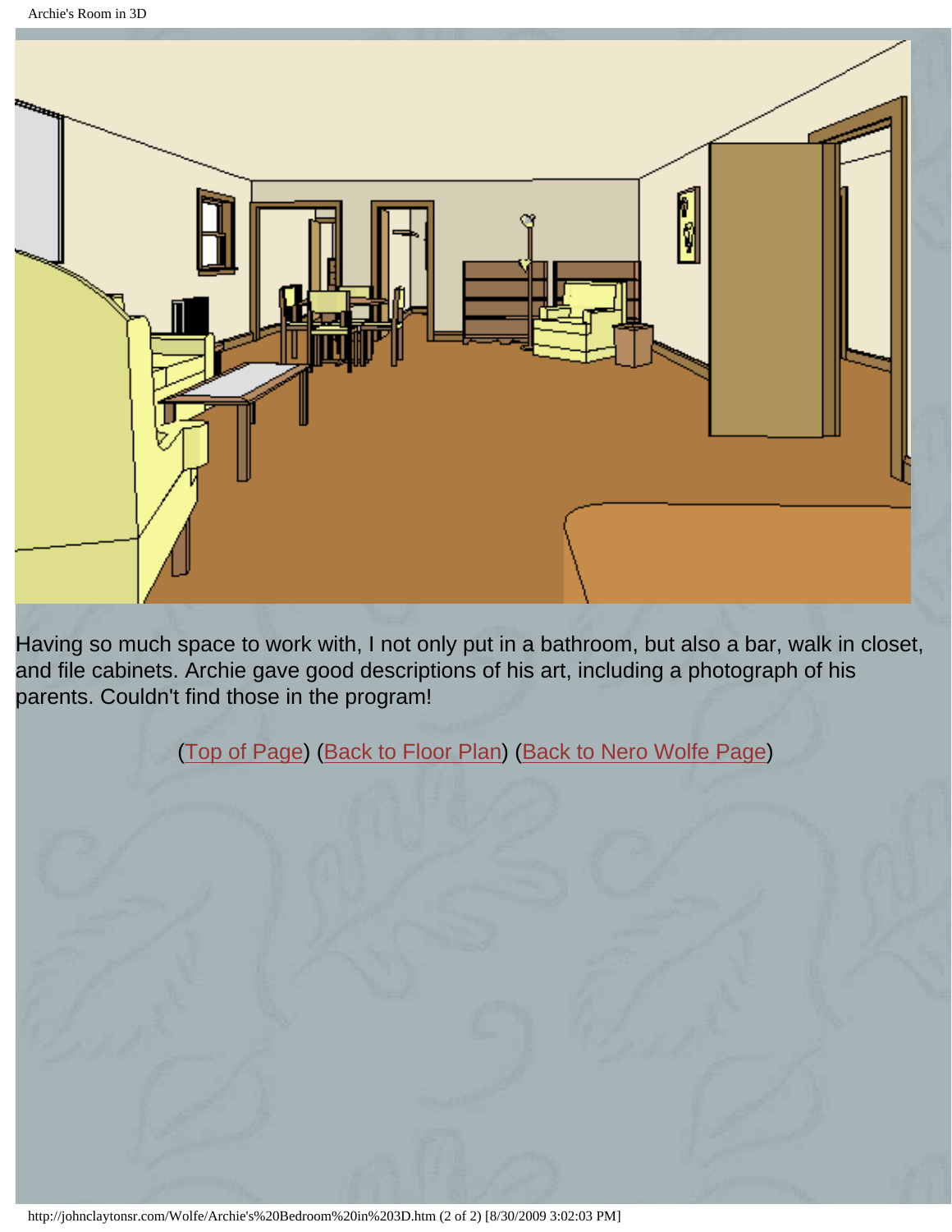Having so much space to work with, I not only put in a bathroom, but also a bar, walk in closet, and file cabinets. Archie gave good descriptions of his art, including a photograph of his parents. Couldn't find those in the program!

(Top of Page) (Back to Floor Plan) (Back to Nero Wolfe Page)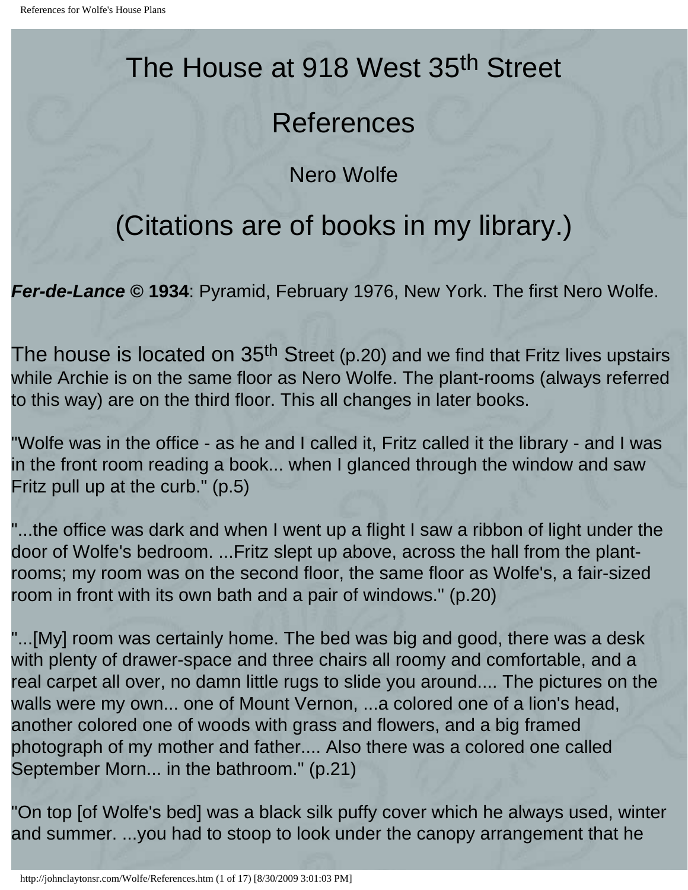# The House at 918 West 35th Street

## References

### Nero Wolfe

## (Citations are of books in my library.)

***Fer-de-Lance* © 1934**: Pyramid, February 1976, New York. The first Nero Wolfe.

The house is located on 35th Street (p.20) and we find that Fritz lives upstairs while Archie is on the same floor as Nero Wolfe. The plant-rooms (always referred to this way) are on the third floor. This all changes in later books.

"Wolfe was in the office - as he and I called it, Fritz called it the library - and I was in the front room reading a book... when I glanced through the window and saw Fritz pull up at the curb." (p.5)

"...the office was dark and when I went up a flight I saw a ribbon of light under the door of Wolfe's bedroom. ...Fritz slept up above, across the hall from the plant-rooms; my room was on the second floor, the same floor as Wolfe's, a fair-sized room in front with its own bath and a pair of windows." (p.20)

"...[My] room was certainly home. The bed was big and good, there was a desk with plenty of drawer-space and three chairs all roomy and comfortable, and a real carpet all over, no damn little rugs to slide you around.... The pictures on the walls were my own... one of Mount Vernon, ...a colored one of a lion's head, another colored one of woods with grass and flowers, and a big framed photograph of my mother and father.... Also there was a colored one called September Morn... in the bathroom." (p.21)

"On top [of Wolfe's bed] was a black silk puffy cover which he always used, winter and summer. ...you had to stoop to look under the canopy arrangement that he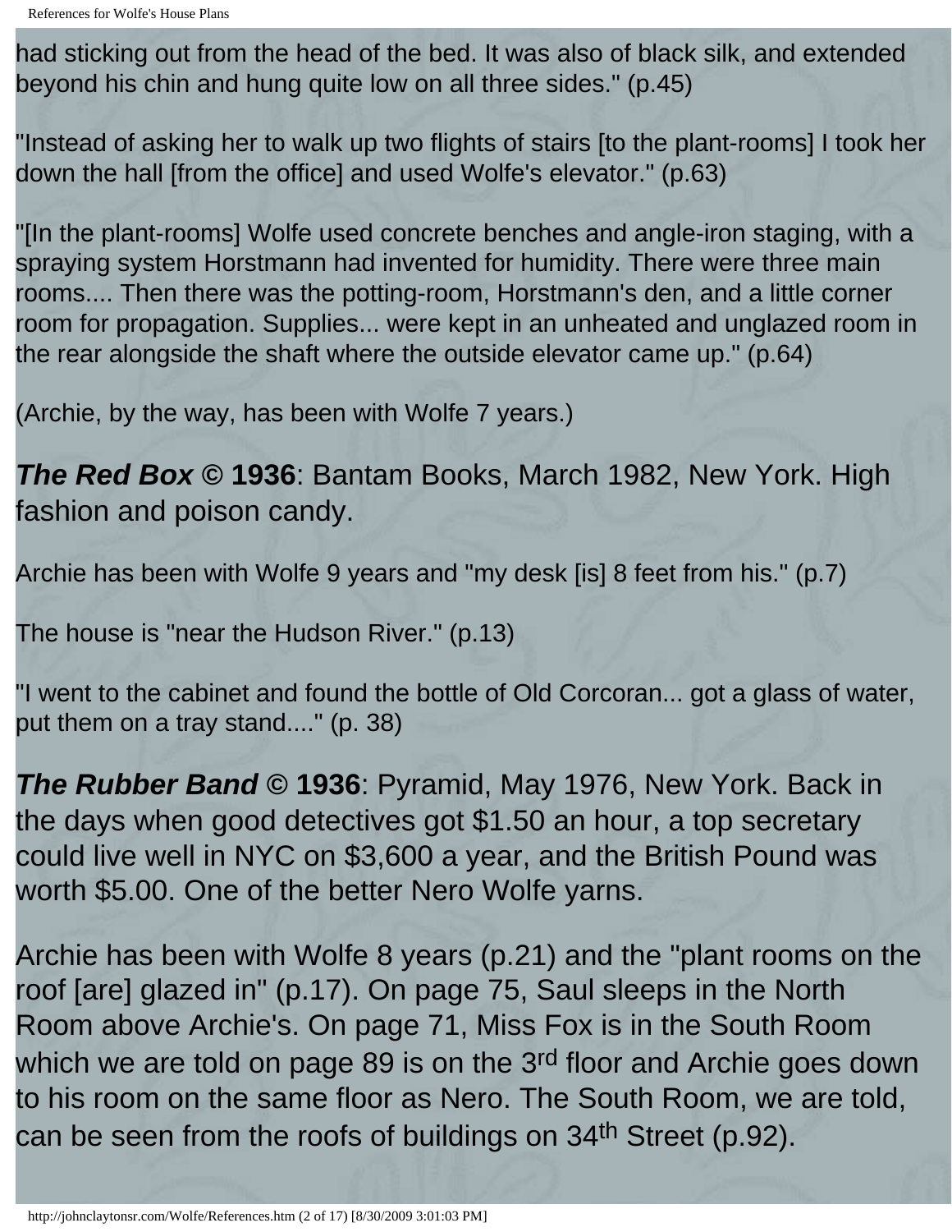had sticking out from the head of the bed. It was also of black silk, and extended beyond his chin and hung quite low on all three sides." (p.45)

"Instead of asking her to walk up two flights of stairs [to the plant-rooms] I took her down the hall [from the office] and used Wolfe's elevator." (p.63)

"[In the plant-rooms] Wolfe used concrete benches and angle-iron staging, with a spraying system Horstmann had invented for humidity. There were three main rooms.... Then there was the potting-room, Horstmann's den, and a little corner room for propagation. Supplies... were kept in an unheated and unglazed room in the rear alongside the shaft where the outside elevator came up." (p.64)

(Archie, by the way, has been with Wolfe 7 years.)

***The Red Box* © 1936**: Bantam Books, March 1982, New York. High fashion and poison candy.

Archie has been with Wolfe 9 years and "my desk [is] 8 feet from his." (p.7)

The house is "near the Hudson River." (p.13)

"I went to the cabinet and found the bottle of Old Corcoran... got a glass of water, put them on a tray stand...." (p. 38)

***The Rubber Band* © 1936**: Pyramid, May 1976, New York. Back in the days when good detectives got $1.50 an hour, a top secretary could live well in NYC on $3,600 a year, and the British Pound was worth $5.00. One of the better Nero Wolfe yarns.

Archie has been with Wolfe 8 years (p.21) and the "plant rooms on the roof [are] glazed in" (p.17). On page 75, Saul sleeps in the North Room above Archie's. On page 71, Miss Fox is in the South Room which we are told on page 89 is on the 3rd floor and Archie goes down to his room on the same floor as Nero. The South Room, we are told, can be seen from the roofs of buildings on 34th Street (p.92).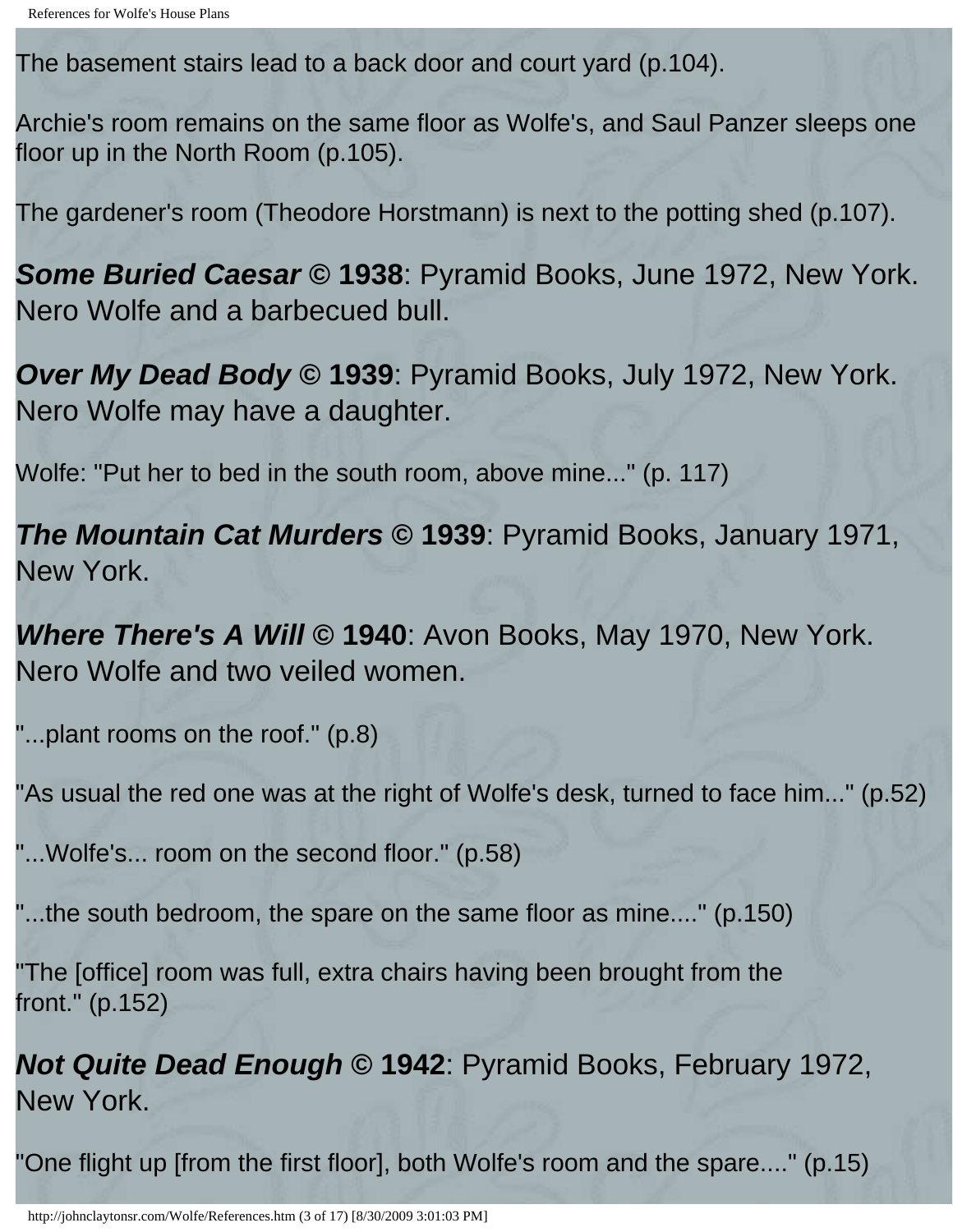The basement stairs lead to a back door and court yard (p.104).

Archie's room remains on the same floor as Wolfe's, and Saul Panzer sleeps one floor up in the North Room (p.105).

The gardener's room (Theodore Horstmann) is next to the potting shed (p.107).

***Some Buried Caesar* © 1938**: Pyramid Books, June 1972, New York. Nero Wolfe and a barbecued bull.

***Over My Dead Body* © 1939**: Pyramid Books, July 1972, New York. Nero Wolfe may have a daughter.

Wolfe: "Put her to bed in the south room, above mine..." (p. 117)

***The Mountain Cat Murders* © 1939**: Pyramid Books, January 1971, New York.

***Where There's A Will* © 1940**: Avon Books, May 1970, New York. Nero Wolfe and two veiled women.

"...plant rooms on the roof." (p.8)

"As usual the red one was at the right of Wolfe's desk, turned to face him..." (p.52)

"...Wolfe's... room on the second floor." (p.58)

"...the south bedroom, the spare on the same floor as mine...." (p.150)

"The [office] room was full, extra chairs having been brought from the front." (p.152)

***Not Quite Dead Enough* © 1942**: Pyramid Books, February 1972, New York.

"One flight up [from the first floor], both Wolfe's room and the spare...." (p.15)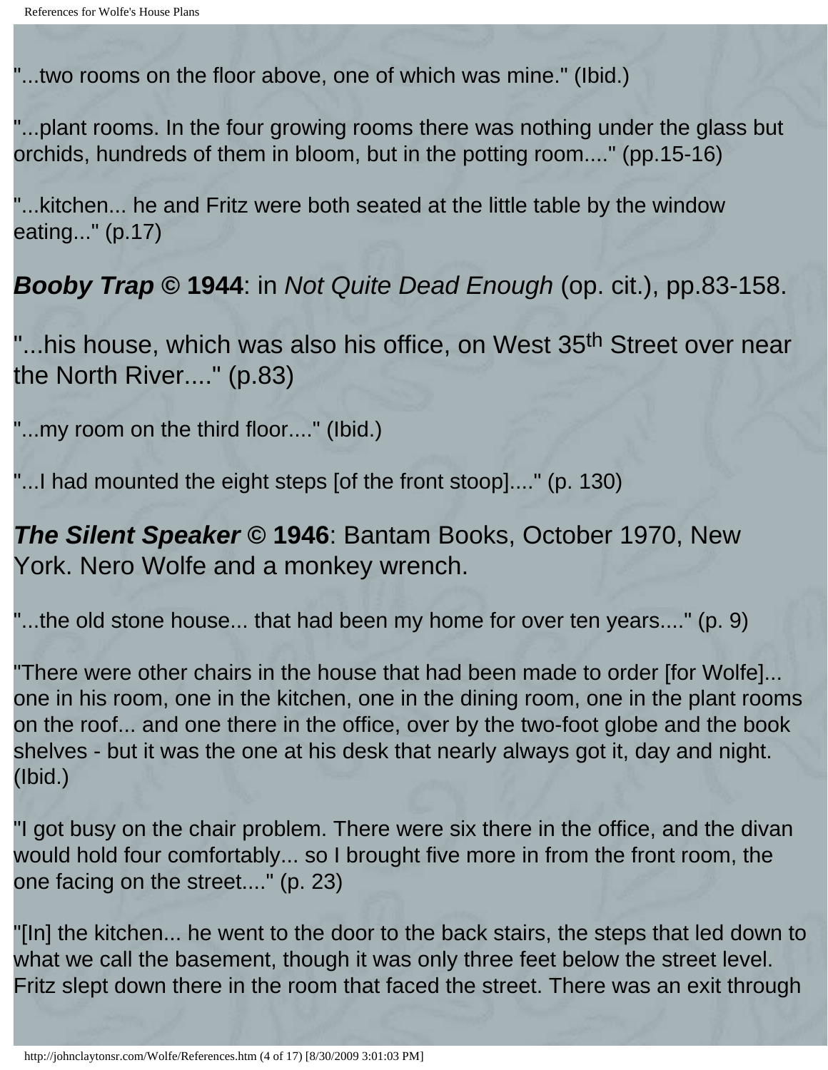"...two rooms on the floor above, one of which was mine." (Ibid.)

"...plant rooms. In the four growing rooms there was nothing under the glass but orchids, hundreds of them in bloom, but in the potting room...." (pp.15-16)

"...kitchen... he and Fritz were both seated at the little table by the window eating..." (p.17)

***Booby Trap* © 1944**: in *Not Quite Dead Enough* (op. cit.), pp.83-158.

"...his house, which was also his office, on West 35th Street over near the North River...." (p.83)

"...my room on the third floor...." (Ibid.)

"...I had mounted the eight steps [of the front stoop]...." (p. 130)

***The Silent Speaker* © 1946**: Bantam Books, October 1970, New York. Nero Wolfe and a monkey wrench.

"...the old stone house... that had been my home for over ten years...." (p. 9)

"There were other chairs in the house that had been made to order [for Wolfe]... one in his room, one in the kitchen, one in the dining room, one in the plant rooms on the roof... and one there in the office, over by the two-foot globe and the book shelves - but it was the one at his desk that nearly always got it, day and night. (Ibid.)

"I got busy on the chair problem. There were six there in the office, and the divan would hold four comfortably... so I brought five more in from the front room, the one facing on the street...." (p. 23)

"[In] the kitchen... he went to the door to the back stairs, the steps that led down to what we call the basement, though it was only three feet below the street level. Fritz slept down there in the room that faced the street. There was an exit through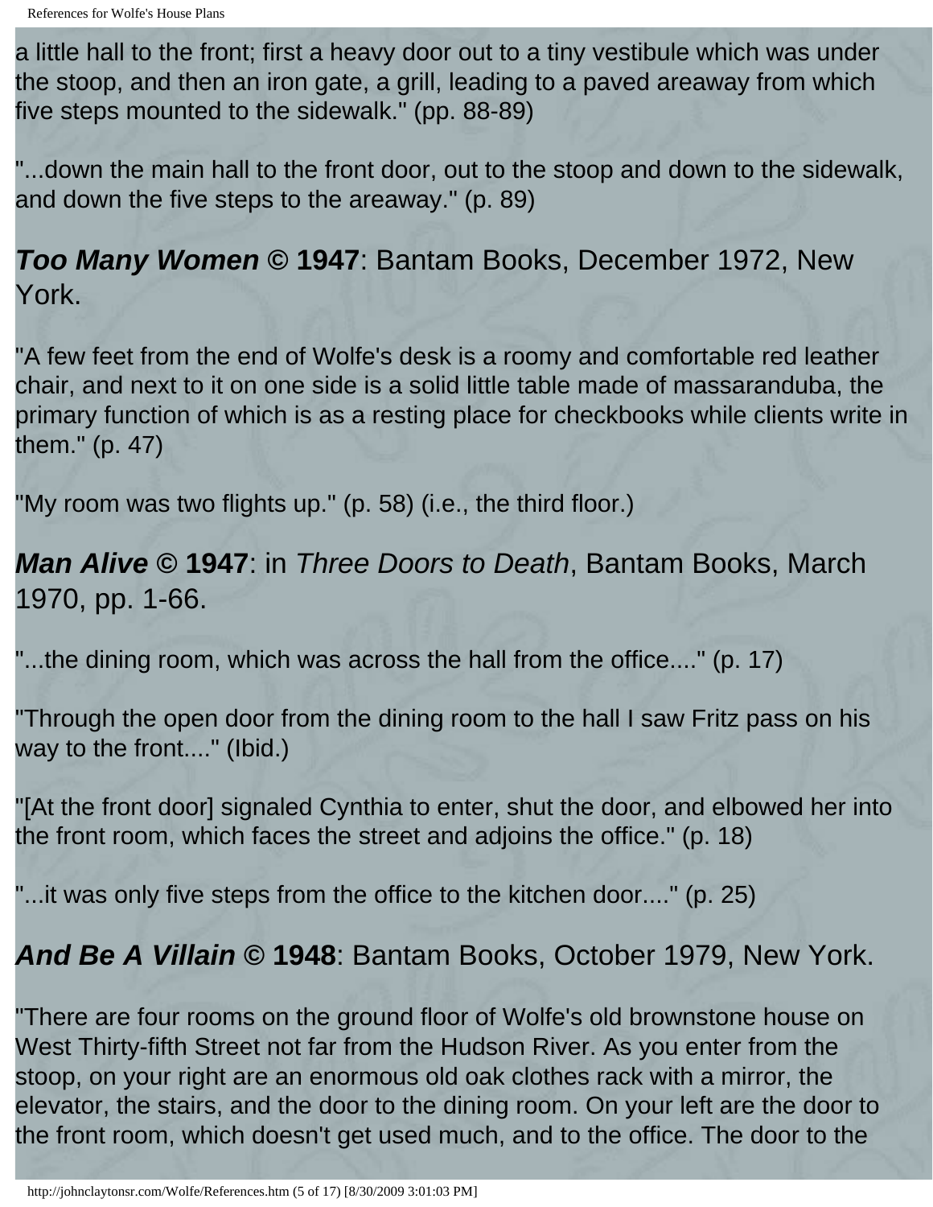a little hall to the front; first a heavy door out to a tiny vestibule which was under the stoop, and then an iron gate, a grill, leading to a paved areaway from which five steps mounted to the sidewalk." (pp. 88-89)

"...down the main hall to the front door, out to the stoop and down to the sidewalk, and down the five steps to the areaway." (p. 89)

## ***Too Many Women* © 1947**: Bantam Books, December 1972, New York.

"A few feet from the end of Wolfe's desk is a roomy and comfortable red leather chair, and next to it on one side is a solid little table made of massaranduba, the primary function of which is as a resting place for checkbooks while clients write in them." (p. 47)

"My room was two flights up." (p. 58) (i.e., the third floor.)

## ***Man Alive* © 1947**: in *Three Doors to Death*, Bantam Books, March 1970, pp. 1-66.

"...the dining room, which was across the hall from the office...." (p. 17)

"Through the open door from the dining room to the hall I saw Fritz pass on his way to the front...." (Ibid.)

"[At the front door] signaled Cynthia to enter, shut the door, and elbowed her into the front room, which faces the street and adjoins the office." (p. 18)

"...it was only five steps from the office to the kitchen door...." (p. 25)

## ***And Be A Villain* © 1948**: Bantam Books, October 1979, New York.

"There are four rooms on the ground floor of Wolfe's old brownstone house on West Thirty-fifth Street not far from the Hudson River. As you enter from the stoop, on your right are an enormous old oak clothes rack with a mirror, the elevator, the stairs, and the door to the dining room. On your left are the door to the front room, which doesn't get used much, and to the office. The door to the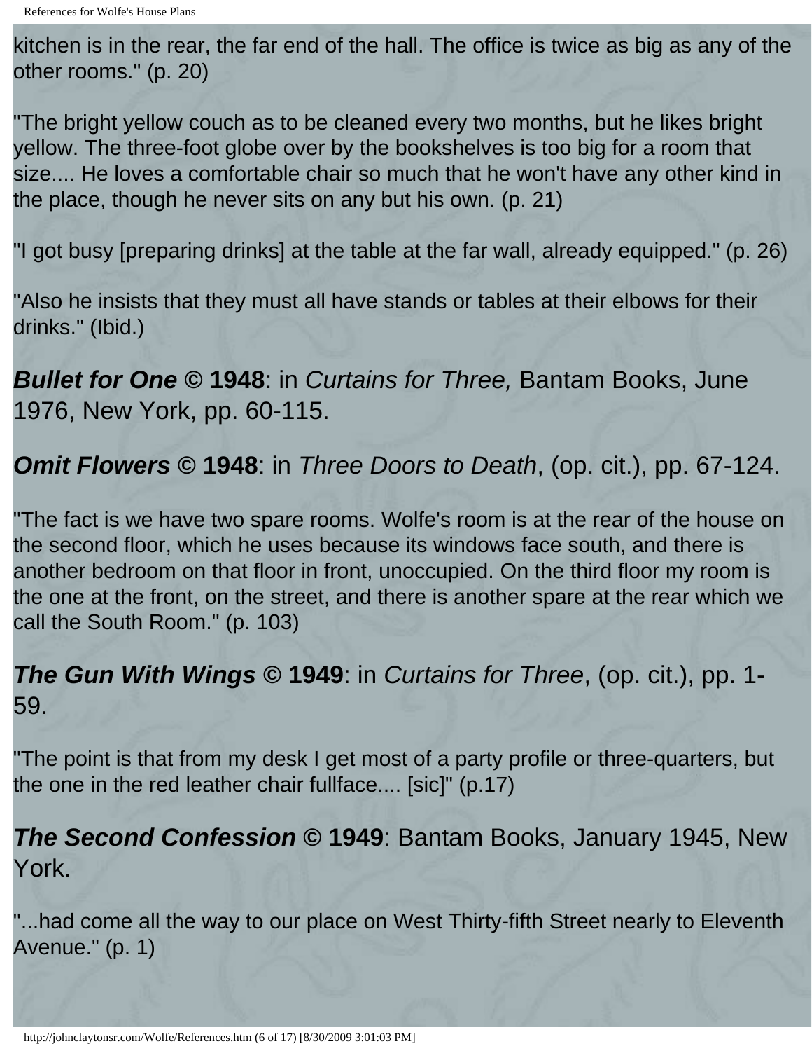kitchen is in the rear, the far end of the hall. The office is twice as big as any of the other rooms." (p. 20)

"The bright yellow couch as to be cleaned every two months, but he likes bright yellow. The three-foot globe over by the bookshelves is too big for a room that size.... He loves a comfortable chair so much that he won't have any other kind in the place, though he never sits on any but his own. (p. 21)

"I got busy [preparing drinks] at the table at the far wall, already equipped." (p. 26)

"Also he insists that they must all have stands or tables at their elbows for their drinks." (Ibid.)

***Bullet for One* © 1948**: in *Curtains for Three,* Bantam Books, June 1976, New York, pp. 60-115.

***Omit Flowers* © 1948**: in *Three Doors to Death*, (op. cit.), pp. 67-124.

"The fact is we have two spare rooms. Wolfe's room is at the rear of the house on the second floor, which he uses because its windows face south, and there is another bedroom on that floor in front, unoccupied. On the third floor my room is the one at the front, on the street, and there is another spare at the rear which we call the South Room." (p. 103)

***The Gun With Wings* © 1949**: in *Curtains for Three*, (op. cit.), pp. 1-59.

"The point is that from my desk I get most of a party profile or three-quarters, but the one in the red leather chair fullface.... [sic]" (p.17)

***The Second Confession* © 1949**: Bantam Books, January 1945, New York.

"...had come all the way to our place on West Thirty-fifth Street nearly to Eleventh Avenue." (p. 1)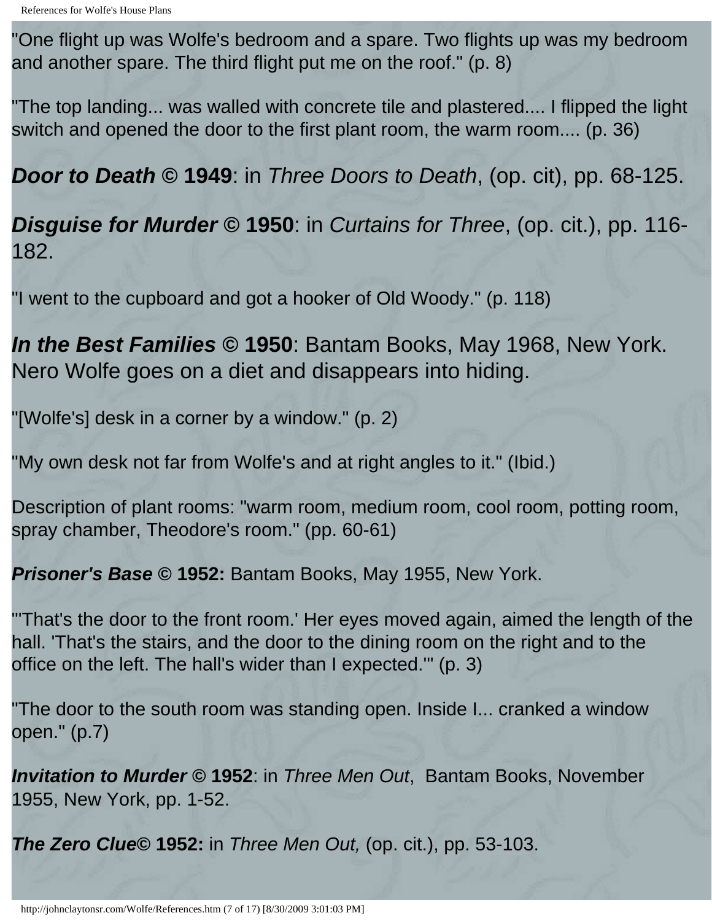"One flight up was Wolfe's bedroom and a spare. Two flights up was my bedroom and another spare. The third flight put me on the roof." (p. 8)

"The top landing... was walled with concrete tile and plastered.... I flipped the light switch and opened the door to the first plant room, the warm room.... (p. 36)

***Door to Death* © 1949**: in *Three Doors to Death*, (op. cit), pp. 68-125.

***Disguise for Murder* © 1950**: in *Curtains for Three*, (op. cit.), pp. 116-182.

"I went to the cupboard and got a hooker of Old Woody." (p. 118)

***In the Best Families* © 1950**: Bantam Books, May 1968, New York. Nero Wolfe goes on a diet and disappears into hiding.

"[Wolfe's] desk in a corner by a window." (p. 2)

"My own desk not far from Wolfe's and at right angles to it." (Ibid.)

Description of plant rooms: "warm room, medium room, cool room, potting room, spray chamber, Theodore's room." (pp. 60-61)

***Prisoner's Base* © 1952:** Bantam Books, May 1955, New York.

"'That's the door to the front room.' Her eyes moved again, aimed the length of the hall. 'That's the stairs, and the door to the dining room on the right and to the office on the left. The hall's wider than I expected.'" (p. 3)

"The door to the south room was standing open. Inside I... cranked a window open." (p.7)

***Invitation to Murder* © 1952**: in *Three Men Out*, Bantam Books, November 1955, New York, pp. 1-52.

***The Zero Clue*© 1952:** in *Three Men Out,* (op. cit.), pp. 53-103.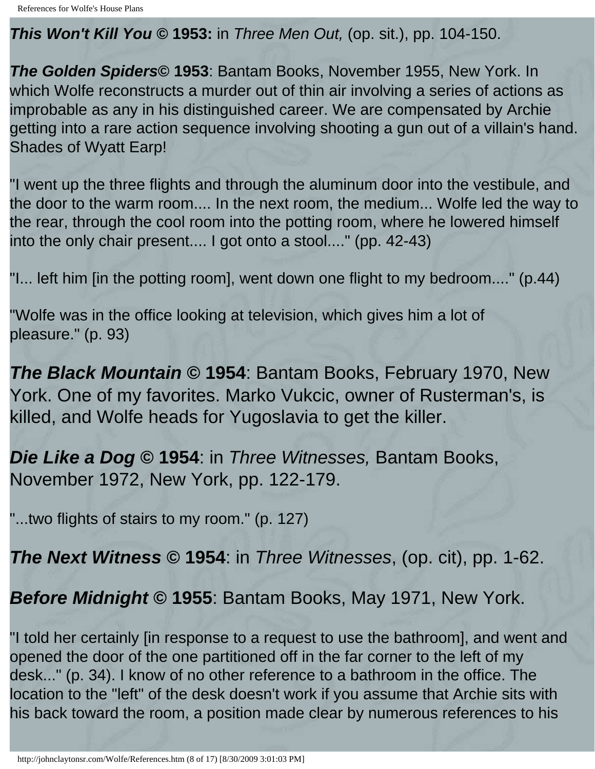***This Won't Kill You* © 1953:** in *Three Men Out,* (op. sit.), pp. 104-150.

***The Golden Spiders*© 1953**: Bantam Books, November 1955, New York. In which Wolfe reconstructs a murder out of thin air involving a series of actions as improbable as any in his distinguished career. We are compensated by Archie getting into a rare action sequence involving shooting a gun out of a villain's hand. Shades of Wyatt Earp!

"I went up the three flights and through the aluminum door into the vestibule, and the door to the warm room.... In the next room, the medium... Wolfe led the way to the rear, through the cool room into the potting room, where he lowered himself into the only chair present.... I got onto a stool...." (pp. 42-43)

"I... left him [in the potting room], went down one flight to my bedroom...." (p.44)

"Wolfe was in the office looking at television, which gives him a lot of pleasure." (p. 93)

***The Black Mountain* © 1954**: Bantam Books, February 1970, New York. One of my favorites. Marko Vukcic, owner of Rusterman's, is killed, and Wolfe heads for Yugoslavia to get the killer.

***Die Like a Dog* © 1954**: in *Three Witnesses,* Bantam Books, November 1972, New York, pp. 122-179.

"...two flights of stairs to my room." (p. 127)

***The Next Witness* © 1954**: in *Three Witnesses*, (op. cit), pp. 1-62.

***Before Midnight* © 1955**: Bantam Books, May 1971, New York.

"I told her certainly [in response to a request to use the bathroom], and went and opened the door of the one partitioned off in the far corner to the left of my desk..." (p. 34). I know of no other reference to a bathroom in the office. The location to the "left" of the desk doesn't work if you assume that Archie sits with his back toward the room, a position made clear by numerous references to his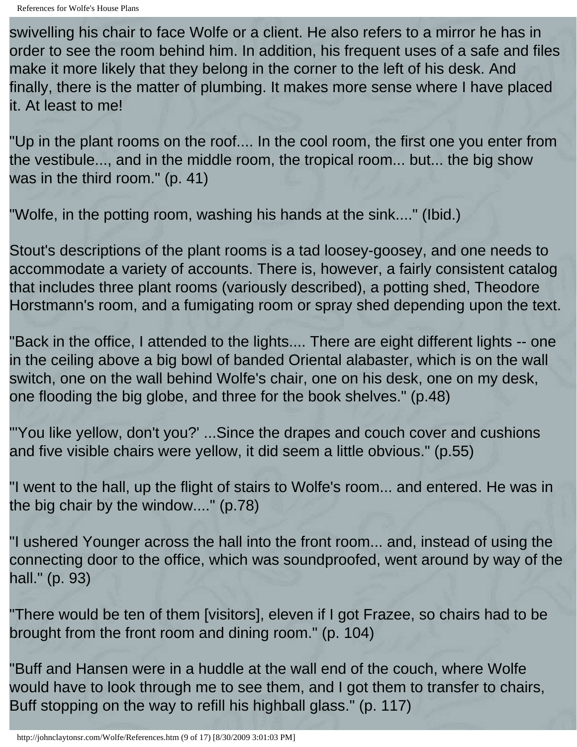swivelling his chair to face Wolfe or a client. He also refers to a mirror he has in order to see the room behind him. In addition, his frequent uses of a safe and files make it more likely that they belong in the corner to the left of his desk. And finally, there is the matter of plumbing. It makes more sense where I have placed it. At least to me!

"Up in the plant rooms on the roof.... In the cool room, the first one you enter from the vestibule..., and in the middle room, the tropical room... but... the big show was in the third room." (p. 41)

"Wolfe, in the potting room, washing his hands at the sink...." (Ibid.)

Stout's descriptions of the plant rooms is a tad loosey-goosey, and one needs to accommodate a variety of accounts. There is, however, a fairly consistent catalog that includes three plant rooms (variously described), a potting shed, Theodore Horstmann's room, and a fumigating room or spray shed depending upon the text.

"Back in the office, I attended to the lights.... There are eight different lights -- one in the ceiling above a big bowl of banded Oriental alabaster, which is on the wall switch, one on the wall behind Wolfe's chair, one on his desk, one on my desk, one flooding the big globe, and three for the book shelves." (p.48)

"'You like yellow, don't you?' ...Since the drapes and couch cover and cushions and five visible chairs were yellow, it did seem a little obvious." (p.55)

"I went to the hall, up the flight of stairs to Wolfe's room... and entered. He was in the big chair by the window...." (p.78)

"I ushered Younger across the hall into the front room... and, instead of using the connecting door to the office, which was soundproofed, went around by way of the hall." (p. 93)

"There would be ten of them [visitors], eleven if I got Frazee, so chairs had to be brought from the front room and dining room." (p. 104)

"Buff and Hansen were in a huddle at the wall end of the couch, where Wolfe would have to look through me to see them, and I got them to transfer to chairs, Buff stopping on the way to refill his highball glass." (p. 117)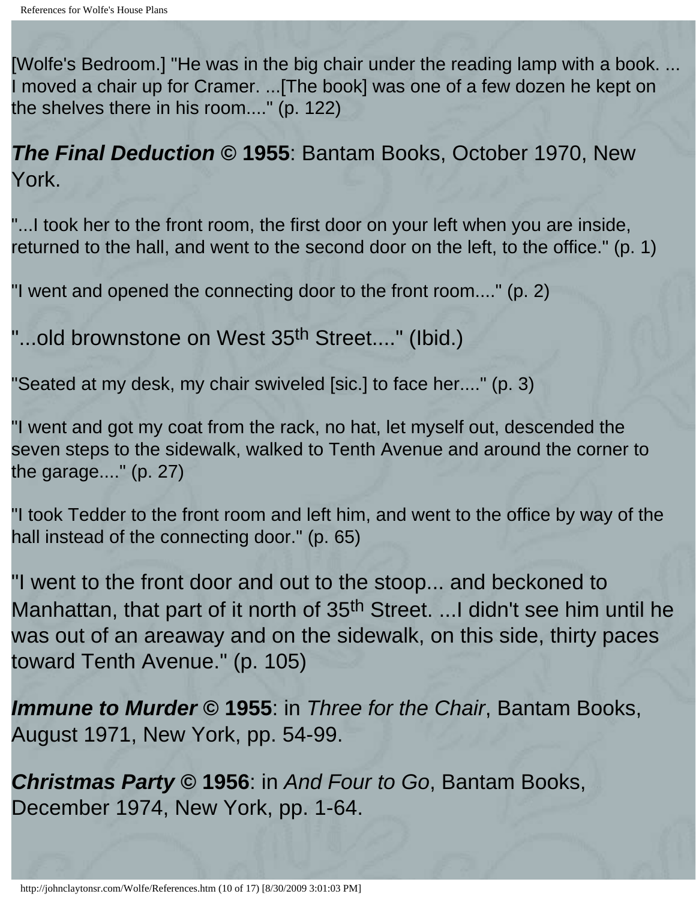[Wolfe's Bedroom.] "He was in the big chair under the reading lamp with a book. ... I moved a chair up for Cramer. ...[The book] was one of a few dozen he kept on the shelves there in his room...." (p. 122)

***The Final Deduction* © 1955**: Bantam Books, October 1970, New York.

"...I took her to the front room, the first door on your left when you are inside, returned to the hall, and went to the second door on the left, to the office." (p. 1)

"I went and opened the connecting door to the front room...." (p. 2)

"...old brownstone on West 35th Street...." (Ibid.)

"Seated at my desk, my chair swiveled [sic.] to face her...." (p. 3)

"I went and got my coat from the rack, no hat, let myself out, descended the seven steps to the sidewalk, walked to Tenth Avenue and around the corner to the garage...." (p. 27)

"I took Tedder to the front room and left him, and went to the office by way of the hall instead of the connecting door." (p. 65)

"I went to the front door and out to the stoop... and beckoned to Manhattan, that part of it north of 35th Street. ...I didn't see him until he was out of an areaway and on the sidewalk, on this side, thirty paces toward Tenth Avenue." (p. 105)

***Immune to Murder* © 1955**: in *Three for the Chair*, Bantam Books, August 1971, New York, pp. 54-99.

***Christmas Party* © 1956**: in *And Four to Go*, Bantam Books, December 1974, New York, pp. 1-64.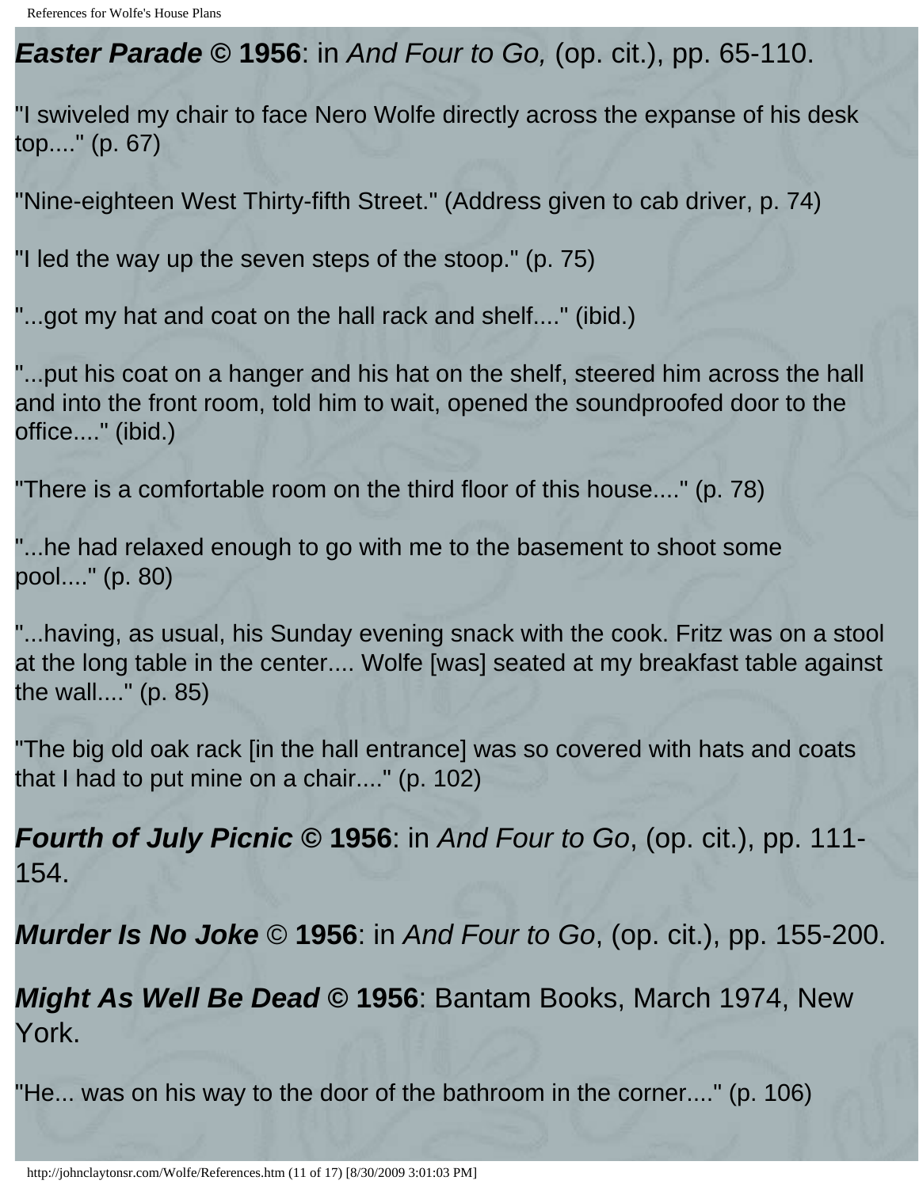***Easter Parade* © 1956**: in *And Four to Go,* (op. cit.), pp. 65-110.

"I swiveled my chair to face Nero Wolfe directly across the expanse of his desk top...." (p. 67)

"Nine-eighteen West Thirty-fifth Street." (Address given to cab driver, p. 74)

"I led the way up the seven steps of the stoop." (p. 75)

"...got my hat and coat on the hall rack and shelf...." (ibid.)

"...put his coat on a hanger and his hat on the shelf, steered him across the hall and into the front room, told him to wait, opened the soundproofed door to the office...." (ibid.)

"There is a comfortable room on the third floor of this house...." (p. 78)

"...he had relaxed enough to go with me to the basement to shoot some pool...." (p. 80)

"...having, as usual, his Sunday evening snack with the cook. Fritz was on a stool at the long table in the center.... Wolfe [was] seated at my breakfast table against the wall...." (p. 85)

"The big old oak rack [in the hall entrance] was so covered with hats and coats that I had to put mine on a chair...." (p. 102)

***Fourth of July Picnic* © 1956**: in *And Four to Go*, (op. cit.), pp. 111-154.

***Murder Is No Joke* © 1956**: in *And Four to Go*, (op. cit.), pp. 155-200.

***Might As Well Be Dead* © 1956**: Bantam Books, March 1974, New York.

"He... was on his way to the door of the bathroom in the corner...." (p. 106)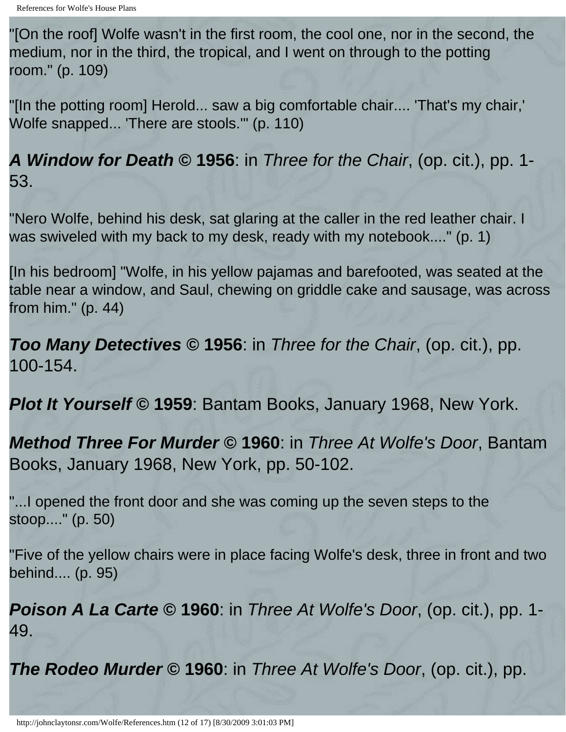"[On the roof] Wolfe wasn't in the first room, the cool one, nor in the second, the medium, nor in the third, the tropical, and I went on through to the potting room." (p. 109)

"[In the potting room] Herold... saw a big comfortable chair.... 'That's my chair,' Wolfe snapped... 'There are stools.'" (p. 110)

***A Window for Death* © 1956**: in *Three for the Chair*, (op. cit.), pp. 1-53.

"Nero Wolfe, behind his desk, sat glaring at the caller in the red leather chair. I was swiveled with my back to my desk, ready with my notebook...." (p. 1)

[In his bedroom] "Wolfe, in his yellow pajamas and barefooted, was seated at the table near a window, and Saul, chewing on griddle cake and sausage, was across from him." (p. 44)

***Too Many Detectives* © 1956**: in *Three for the Chair*, (op. cit.), pp. 100-154.

***Plot It Yourself* © 1959**: Bantam Books, January 1968, New York.

***Method Three For Murder* © 1960**: in *Three At Wolfe's Door*, Bantam Books, January 1968, New York, pp. 50-102.

"...I opened the front door and she was coming up the seven steps to the stoop...." (p. 50)

"Five of the yellow chairs were in place facing Wolfe's desk, three in front and two behind.... (p. 95)

***Poison A La Carte* © 1960**: in *Three At Wolfe's Door*, (op. cit.), pp. 1-49.

***The Rodeo Murder* © 1960**: in *Three At Wolfe's Door*, (op. cit.), pp.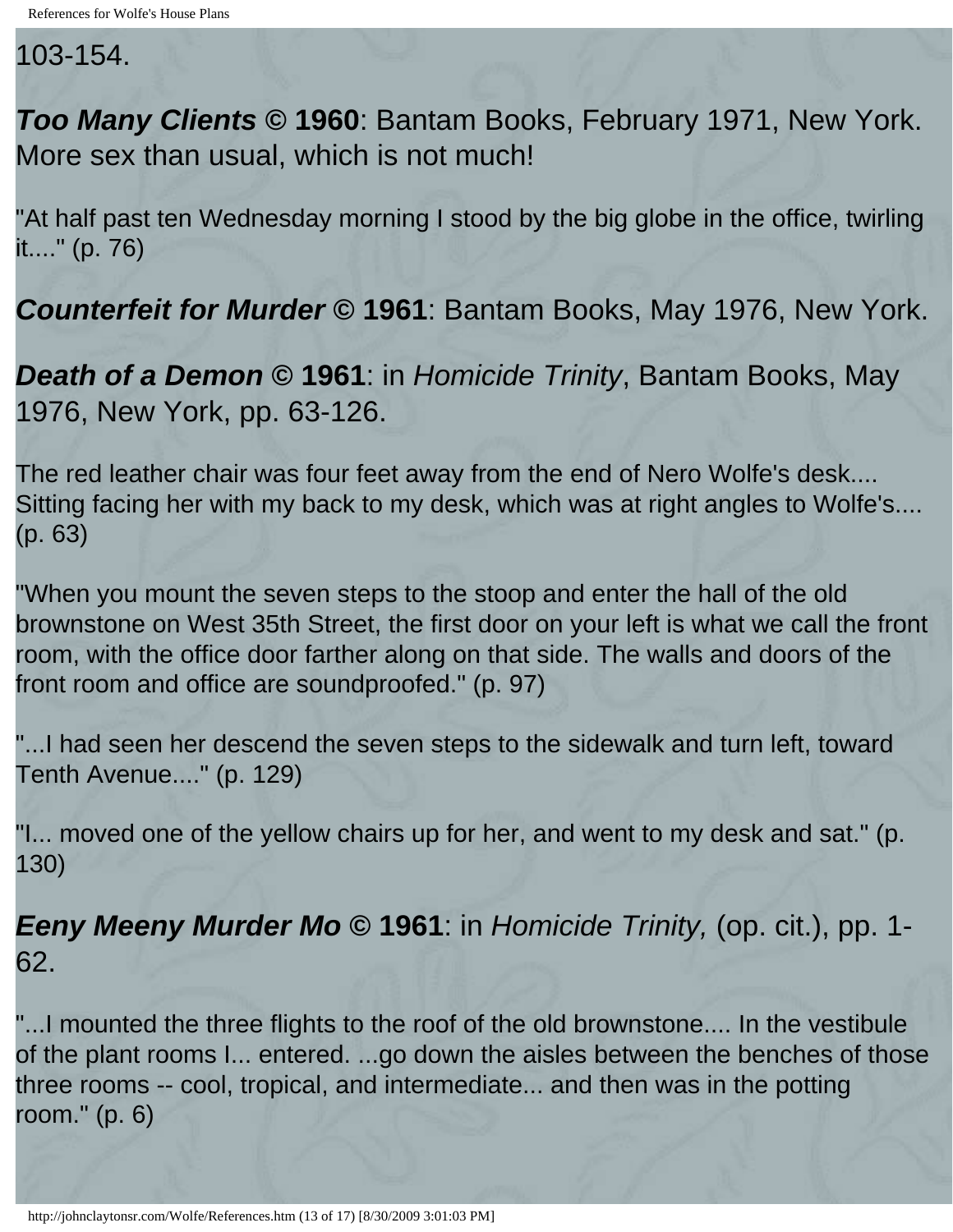103-154.

***Too Many Clients* © 1960**: Bantam Books, February 1971, New York. More sex than usual, which is not much!

"At half past ten Wednesday morning I stood by the big globe in the office, twirling it...." (p. 76)

***Counterfeit for Murder* © 1961**: Bantam Books, May 1976, New York.

***Death of a Demon* © 1961**: in *Homicide Trinity*, Bantam Books, May 1976, New York, pp. 63-126.

The red leather chair was four feet away from the end of Nero Wolfe's desk.... Sitting facing her with my back to my desk, which was at right angles to Wolfe's.... (p. 63)

"When you mount the seven steps to the stoop and enter the hall of the old brownstone on West 35th Street, the first door on your left is what we call the front room, with the office door farther along on that side. The walls and doors of the front room and office are soundproofed." (p. 97)

"...I had seen her descend the seven steps to the sidewalk and turn left, toward Tenth Avenue...." (p. 129)

"I... moved one of the yellow chairs up for her, and went to my desk and sat." (p. 130)

***Eeny Meeny Murder Mo* © 1961**: in *Homicide Trinity,* (op. cit.), pp. 1-62.

"...I mounted the three flights to the roof of the old brownstone.... In the vestibule of the plant rooms I... entered. ...go down the aisles between the benches of those three rooms -- cool, tropical, and intermediate... and then was in the potting room." (p. 6)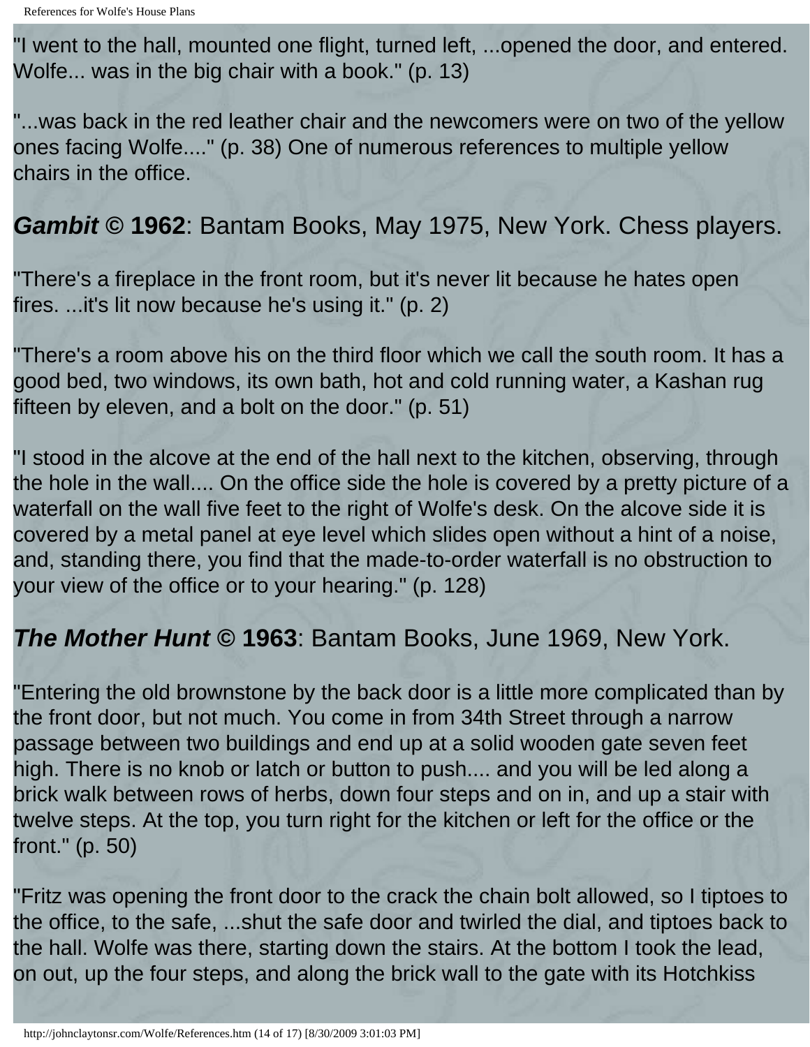"I went to the hall, mounted one flight, turned left, ...opened the door, and entered. Wolfe... was in the big chair with a book." (p. 13)

"...was back in the red leather chair and the newcomers were on two of the yellow ones facing Wolfe...." (p. 38) One of numerous references to multiple yellow chairs in the office.

## ***Gambit* © 1962**: Bantam Books, May 1975, New York. Chess players.

"There's a fireplace in the front room, but it's never lit because he hates open fires. ...it's lit now because he's using it." (p. 2)

"There's a room above his on the third floor which we call the south room. It has a good bed, two windows, its own bath, hot and cold running water, a Kashan rug fifteen by eleven, and a bolt on the door." (p. 51)

"I stood in the alcove at the end of the hall next to the kitchen, observing, through the hole in the wall.... On the office side the hole is covered by a pretty picture of a waterfall on the wall five feet to the right of Wolfe's desk. On the alcove side it is covered by a metal panel at eye level which slides open without a hint of a noise, and, standing there, you find that the made-to-order waterfall is no obstruction to your view of the office or to your hearing." (p. 128)

## ***The Mother Hunt* © 1963**: Bantam Books, June 1969, New York.

"Entering the old brownstone by the back door is a little more complicated than by the front door, but not much. You come in from 34th Street through a narrow passage between two buildings and end up at a solid wooden gate seven feet high. There is no knob or latch or button to push.... and you will be led along a brick walk between rows of herbs, down four steps and on in, and up a stair with twelve steps. At the top, you turn right for the kitchen or left for the office or the front." (p. 50)

"Fritz was opening the front door to the crack the chain bolt allowed, so I tiptoes to the office, to the safe, ...shut the safe door and twirled the dial, and tiptoes back to the hall. Wolfe was there, starting down the stairs. At the bottom I took the lead, on out, up the four steps, and along the brick wall to the gate with its Hotchkiss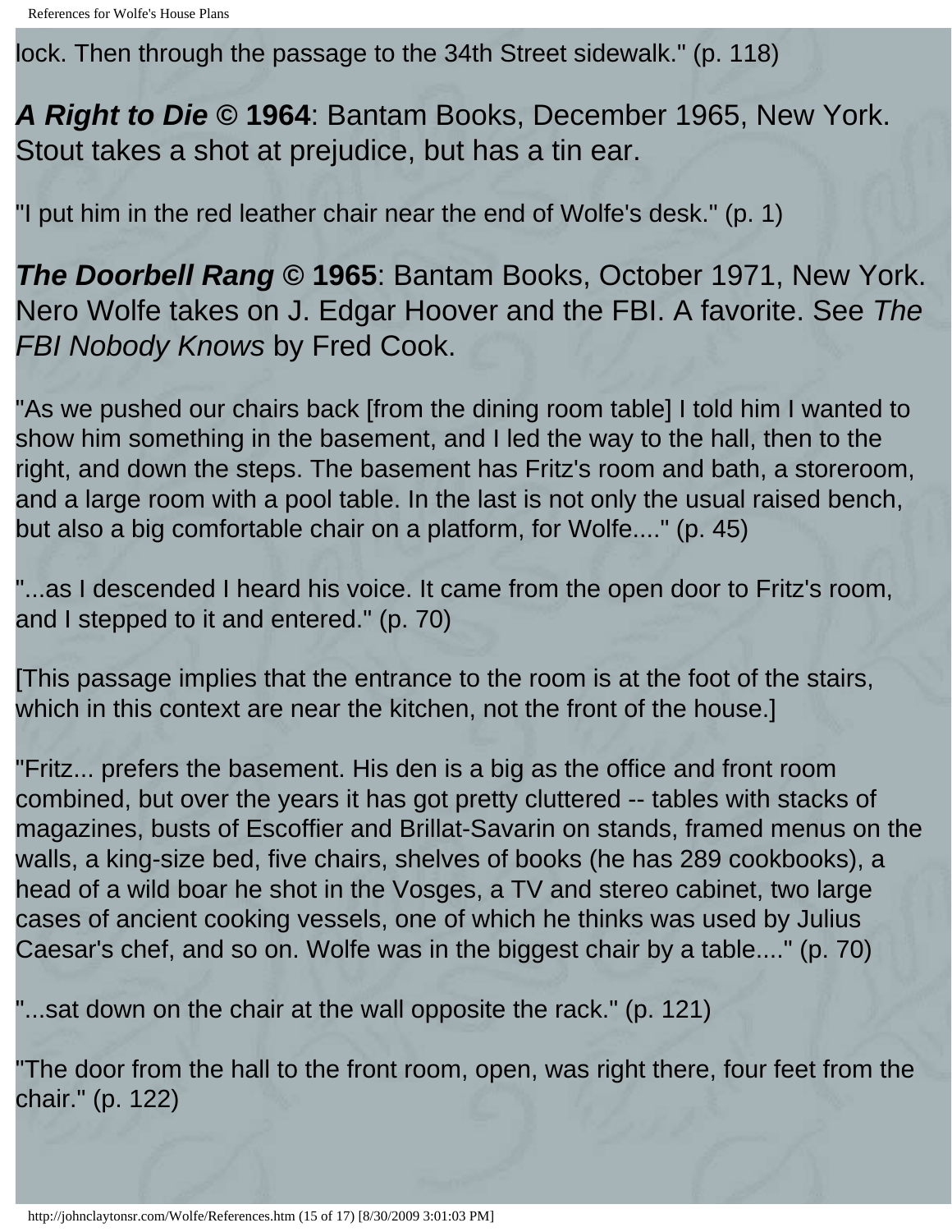lock. Then through the passage to the 34th Street sidewalk." (p. 118)

***A Right to Die* © 1964**: Bantam Books, December 1965, New York. Stout takes a shot at prejudice, but has a tin ear.

"I put him in the red leather chair near the end of Wolfe's desk." (p. 1)

***The Doorbell Rang* © 1965**: Bantam Books, October 1971, New York. Nero Wolfe takes on J. Edgar Hoover and the FBI. A favorite. See *The FBI Nobody Knows* by Fred Cook.

"As we pushed our chairs back [from the dining room table] I told him I wanted to show him something in the basement, and I led the way to the hall, then to the right, and down the steps. The basement has Fritz's room and bath, a storeroom, and a large room with a pool table. In the last is not only the usual raised bench, but also a big comfortable chair on a platform, for Wolfe...." (p. 45)

"...as I descended I heard his voice. It came from the open door to Fritz's room, and I stepped to it and entered." (p. 70)

[This passage implies that the entrance to the room is at the foot of the stairs, which in this context are near the kitchen, not the front of the house.]

"Fritz... prefers the basement. His den is a big as the office and front room combined, but over the years it has got pretty cluttered -- tables with stacks of magazines, busts of Escoffier and Brillat-Savarin on stands, framed menus on the walls, a king-size bed, five chairs, shelves of books (he has 289 cookbooks), a head of a wild boar he shot in the Vosges, a TV and stereo cabinet, two large cases of ancient cooking vessels, one of which he thinks was used by Julius Caesar's chef, and so on. Wolfe was in the biggest chair by a table...." (p. 70)

"...sat down on the chair at the wall opposite the rack." (p. 121)

"The door from the hall to the front room, open, was right there, four feet from the chair." (p. 122)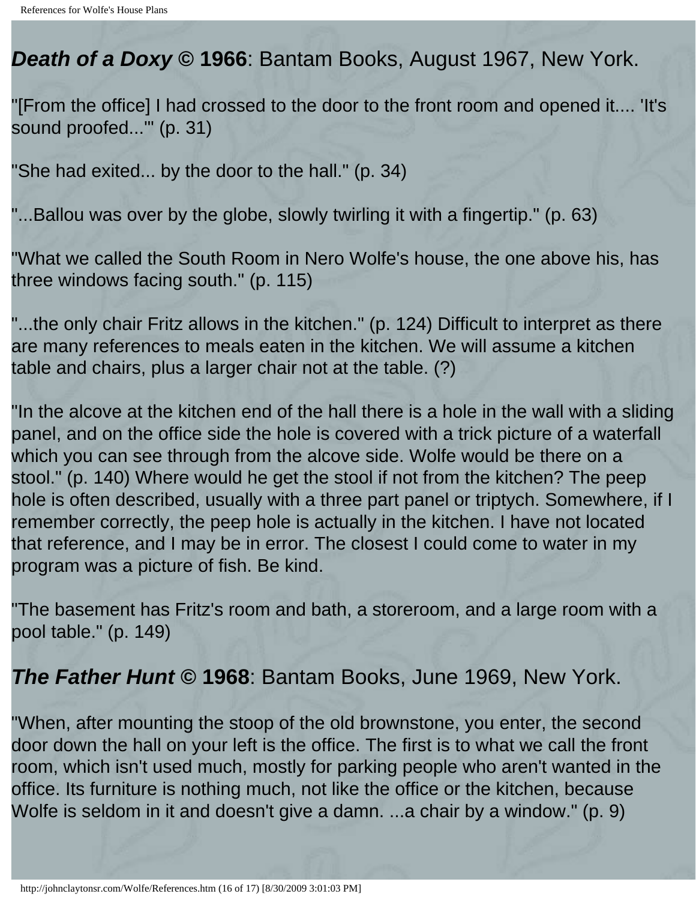## ***Death of a Doxy* © 1966**: Bantam Books, August 1967, New York.

"[From the office] I had crossed to the door to the front room and opened it.... 'It's sound proofed...'" (p. 31)

"She had exited... by the door to the hall." (p. 34)

"...Ballou was over by the globe, slowly twirling it with a fingertip." (p. 63)

"What we called the South Room in Nero Wolfe's house, the one above his, has three windows facing south." (p. 115)

"...the only chair Fritz allows in the kitchen." (p. 124) Difficult to interpret as there are many references to meals eaten in the kitchen. We will assume a kitchen table and chairs, plus a larger chair not at the table. (?)

"In the alcove at the kitchen end of the hall there is a hole in the wall with a sliding panel, and on the office side the hole is covered with a trick picture of a waterfall which you can see through from the alcove side. Wolfe would be there on a stool." (p. 140) Where would he get the stool if not from the kitchen? The peep hole is often described, usually with a three part panel or triptych. Somewhere, if I remember correctly, the peep hole is actually in the kitchen. I have not located that reference, and I may be in error. The closest I could come to water in my program was a picture of fish. Be kind.

"The basement has Fritz's room and bath, a storeroom, and a large room with a pool table." (p. 149)

## ***The Father Hunt* © 1968**: Bantam Books, June 1969, New York.

"When, after mounting the stoop of the old brownstone, you enter, the second door down the hall on your left is the office. The first is to what we call the front room, which isn't used much, mostly for parking people who aren't wanted in the office. Its furniture is nothing much, not like the office or the kitchen, because Wolfe is seldom in it and doesn't give a damn. ...a chair by a window." (p. 9)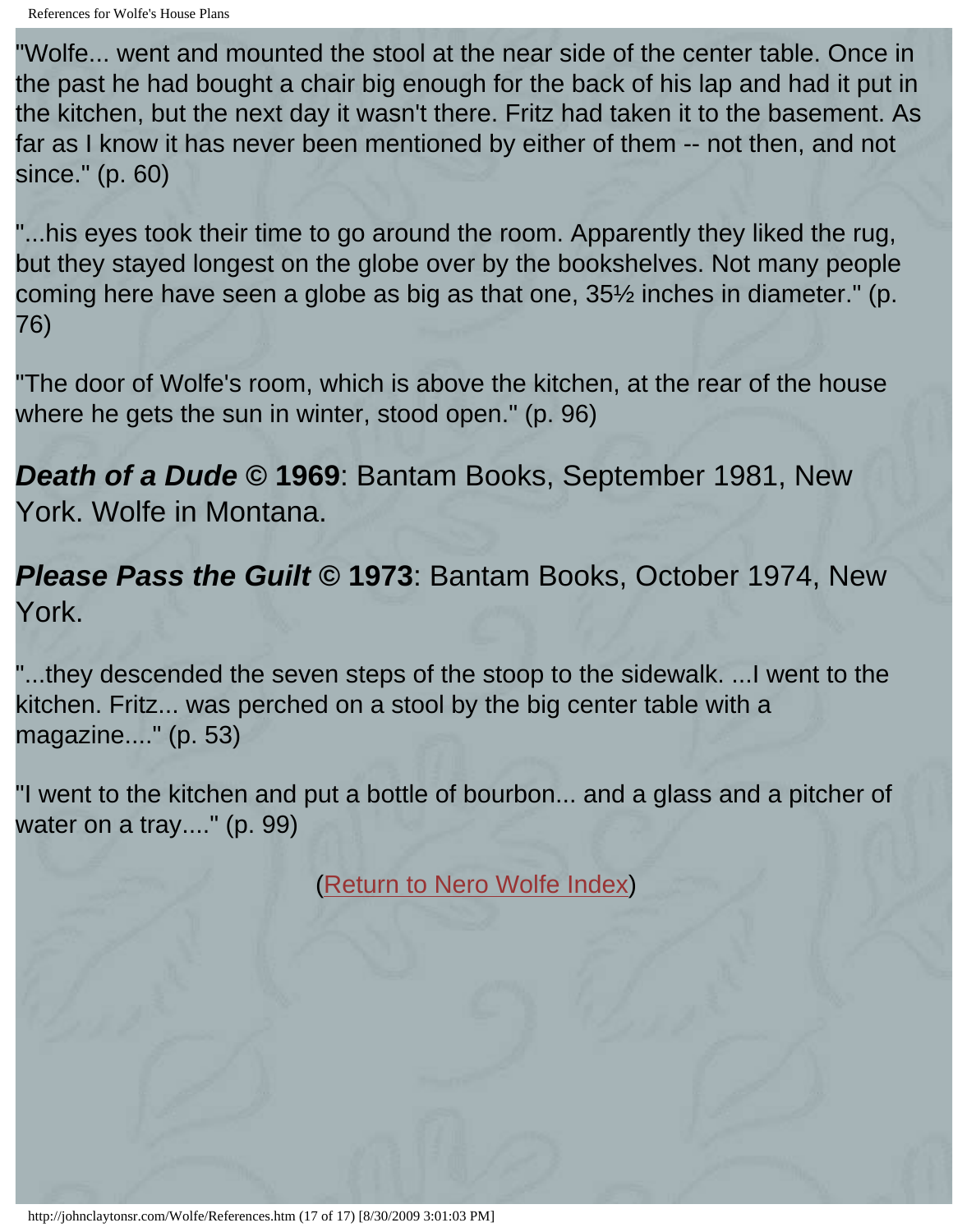"Wolfe... went and mounted the stool at the near side of the center table. Once in the past he had bought a chair big enough for the back of his lap and had it put in the kitchen, but the next day it wasn't there. Fritz had taken it to the basement. As far as I know it has never been mentioned by either of them -- not then, and not since." (p. 60)

"...his eyes took their time to go around the room. Apparently they liked the rug, but they stayed longest on the globe over by the bookshelves. Not many people coming here have seen a globe as big as that one, 35½ inches in diameter." (p. 76)

"The door of Wolfe's room, which is above the kitchen, at the rear of the house where he gets the sun in winter, stood open." (p. 96)

***Death of a Dude* © 1969**: Bantam Books, September 1981, New York. Wolfe in Montana.

***Please Pass the Guilt* © 1973**: Bantam Books, October 1974, New York.

"...they descended the seven steps of the stoop to the sidewalk. ...I went to the kitchen. Fritz... was perched on a stool by the big center table with a magazine...." (p. 53)

"I went to the kitchen and put a bottle of bourbon... and a glass and a pitcher of water on a tray...." (p. 99)

(Return to Nero Wolfe Index)